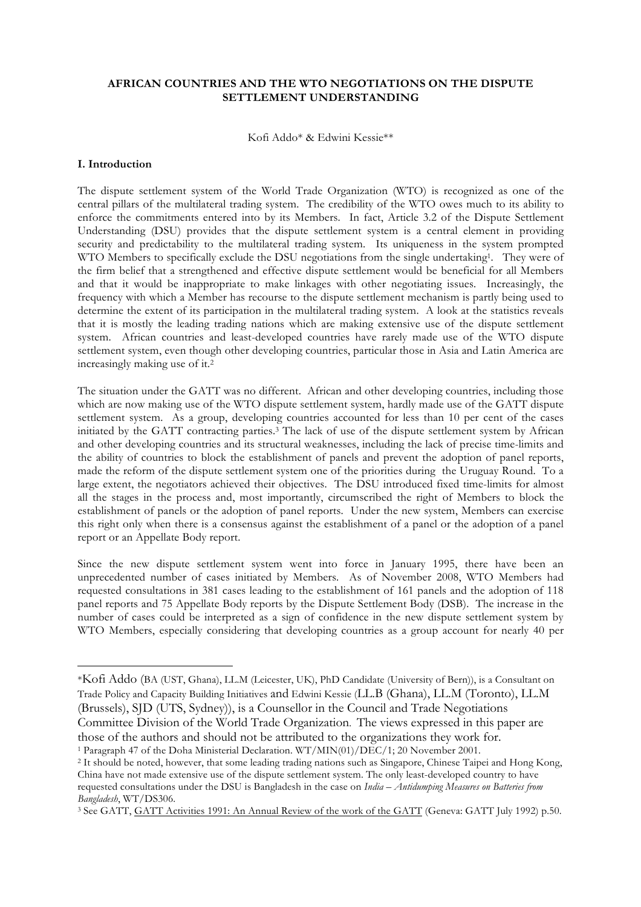**AFRICAN COUNTRIES AND THE WTO NEGOTIATIONS ON THE DISPUTE SETTLEMENT UNDERSTANDING**

Kofi Addo* & Edwini Kessie**

## I. Introduction

The dispute settlement system of the World Trade Organization (WTO) is recognized as one of the central pillars of the multilateral trading system. The credibility of the WTO owes much to its ability to enforce the commitments entered into by its Members. In fact, Article 3.2 of the Dispute Settlement Understanding (DSU) provides that the dispute settlement system is a central element in providing security and predictability to the multilateral trading system. Its uniqueness in the system prompted WTO Members to specifically exclude the DSU negotiations from the single undertaking[1]. They were of the firm belief that a strengthened and effective dispute settlement would be beneficial for all Members and that it would be inappropriate to make linkages with other negotiating issues. Increasingly, the frequency with which a Member has recourse to the dispute settlement mechanism is partly being used to determine the extent of its participation in the multilateral trading system. A look at the statistics reveals that it is mostly the leading trading nations which are making extensive use of the dispute settlement system. African countries and least-developed countries have rarely made use of the WTO dispute settlement system, even though other developing countries, particular those in Asia and Latin America are increasingly making use of it.[2]

The situation under the GATT was no different. African and other developing countries, including those which are now making use of the WTO dispute settlement system, hardly made use of the GATT dispute settlement system. As a group, developing countries accounted for less than 10 per cent of the cases initiated by the GATT contracting parties.[3] The lack of use of the dispute settlement system by African and other developing countries and its structural weaknesses, including the lack of precise time-limits and the ability of countries to block the establishment of panels and prevent the adoption of panel reports, made the reform of the dispute settlement system one of the priorities during the Uruguay Round. To a large extent, the negotiators achieved their objectives. The DSU introduced fixed time-limits for almost all the stages in the process and, most importantly, circumscribed the right of Members to block the establishment of panels or the adoption of panel reports. Under the new system, Members can exercise this right only when there is a consensus against the establishment of a panel or the adoption of a panel report or an Appellate Body report.

Since the new dispute settlement system went into force in January 1995, there have been an unprecedented number of cases initiated by Members. As of November 2008, WTO Members had requested consultations in 381 cases leading to the establishment of 161 panels and the adoption of 118 panel reports and 75 Appellate Body reports by the Dispute Settlement Body (DSB). The increase in the number of cases could be interpreted as a sign of confidence in the new dispute settlement system by WTO Members, especially considering that developing countries as a group account for nearly 40 per

---

*Kofi Addo (BA (UST, Ghana), LL.M (Leicester, UK), PhD Candidate (University of Bern)), is a Consultant on Trade Policy and Capacity Building Initiatives and Edwini Kessie (LL.B (Ghana), LL.M (Toronto), LL.M (Brussels), SJD (UTS, Sydney)), is a Counsellor in the Council and Trade Negotiations Committee Division of the World Trade Organization. The views expressed in this paper are those of the authors and should not be attributed to the organizations they work for.

[1] Paragraph 47 of the Doha Ministerial Declaration. WT/MIN(01)/DEC/1; 20 November 2001.

[2] It should be noted, however, that some leading trading nations such as Singapore, Chinese Taipei and Hong Kong, China have not made extensive use of the dispute settlement system. The only least-developed country to have requested consultations under the DSU is Bangladesh in the case on *India – Antidumping Measures on Batteries from Bangladesh*, WT/DS306.

[3] See GATT, GATT Activities 1991: An Annual Review of the work of the GATT (Geneva: GATT July 1992) p.50.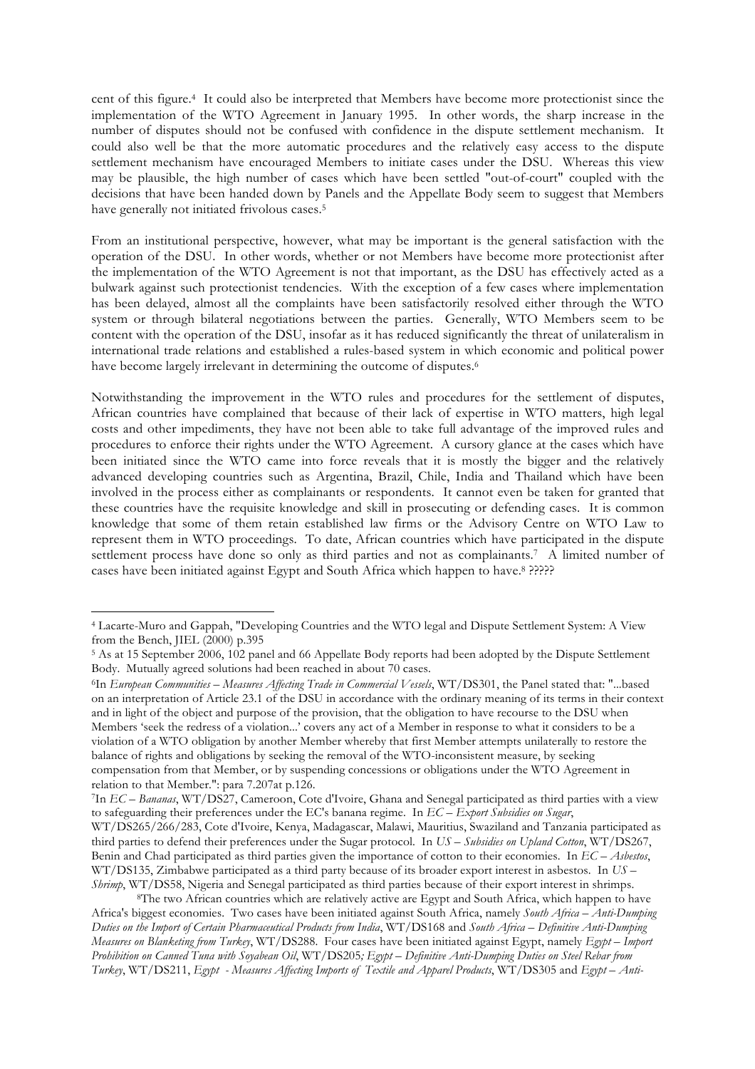cent of this figure.[4] It could also be interpreted that Members have become more protectionist since the implementation of the WTO Agreement in January 1995. In other words, the sharp increase in the number of disputes should not be confused with confidence in the dispute settlement mechanism. It could also well be that the more automatic procedures and the relatively easy access to the dispute settlement mechanism have encouraged Members to initiate cases under the DSU. Whereas this view may be plausible, the high number of cases which have been settled "out-of-court" coupled with the decisions that have been handed down by Panels and the Appellate Body seem to suggest that Members have generally not initiated frivolous cases.[5]

From an institutional perspective, however, what may be important is the general satisfaction with the operation of the DSU. In other words, whether or not Members have become more protectionist after the implementation of the WTO Agreement is not that important, as the DSU has effectively acted as a bulwark against such protectionist tendencies. With the exception of a few cases where implementation has been delayed, almost all the complaints have been satisfactorily resolved either through the WTO system or through bilateral negotiations between the parties. Generally, WTO Members seem to be content with the operation of the DSU, insofar as it has reduced significantly the threat of unilateralism in international trade relations and established a rules-based system in which economic and political power have become largely irrelevant in determining the outcome of disputes.[6]

Notwithstanding the improvement in the WTO rules and procedures for the settlement of disputes, African countries have complained that because of their lack of expertise in WTO matters, high legal costs and other impediments, they have not been able to take full advantage of the improved rules and procedures to enforce their rights under the WTO Agreement. A cursory glance at the cases which have been initiated since the WTO came into force reveals that it is mostly the bigger and the relatively advanced developing countries such as Argentina, Brazil, Chile, India and Thailand which have been involved in the process either as complainants or respondents. It cannot even be taken for granted that these countries have the requisite knowledge and skill in prosecuting or defending cases. It is common knowledge that some of them retain established law firms or the Advisory Centre on WTO Law to represent them in WTO proceedings. To date, African countries which have participated in the dispute settlement process have done so only as third parties and not as complainants.[7] A limited number of cases have been initiated against Egypt and South Africa which happen to have.[8] ?????

---

[4] Lacarte-Muro and Gappah, "Developing Countries and the WTO legal and Dispute Settlement System: A View from the Bench, JIEL (2000) p.395

[5] As at 15 September 2006, 102 panel and 66 Appellate Body reports had been adopted by the Dispute Settlement Body. Mutually agreed solutions had been reached in about 70 cases.

[6] In *European Communities – Measures Affecting Trade in Commercial Vessels*, WT/DS301, the Panel stated that: "...based on an interpretation of Article 23.1 of the DSU in accordance with the ordinary meaning of its terms in their context and in light of the object and purpose of the provision, that the obligation to have recourse to the DSU when Members 'seek the redress of a violation...' covers any act of a Member in response to what it considers to be a violation of a WTO obligation by another Member whereby that first Member attempts unilaterally to restore the balance of rights and obligations by seeking the removal of the WTO-inconsistent measure, by seeking compensation from that Member, or by suspending concessions or obligations under the WTO Agreement in relation to that Member.": para 7.207at p.126.

[7] In *EC – Bananas*, WT/DS27, Cameroon, Cote d'Ivoire, Ghana and Senegal participated as third parties with a view to safeguarding their preferences under the EC's banana regime. In *EC – Export Subsidies on Sugar*, WT/DS265/266/283, Cote d'Ivoire, Kenya, Madagascar, Malawi, Mauritius, Swaziland and Tanzania participated as third parties to defend their preferences under the Sugar protocol. In *US – Subsidies on Upland Cotton*, WT/DS267, Benin and Chad participated as third parties given the importance of cotton to their economies. In *EC – Asbestos*, WT/DS135, Zimbabwe participated as a third party because of its broader export interest in asbestos. In *US – Shrimp*, WT/DS58, Nigeria and Senegal participated as third parties because of their export interest in shrimps.

[8] The two African countries which are relatively active are Egypt and South Africa, which happen to have Africa's biggest economies. Two cases have been initiated against South Africa, namely *South Africa – Anti-Dumping Duties on the Import of Certain Pharmaceutical Products from India*, WT/DS168 and *South Africa – Definitive Anti-Dumping Measures on Blanketing from Turkey*, WT/DS288. Four cases have been initiated against Egypt, namely *Egypt – Import Prohibition on Canned Tuna with Soyabean Oil*, WT/DS205*; Egypt – Definitive Anti-Dumping Duties on Steel Rebar from Turkey*, WT/DS211, *Egypt - Measures Affecting Imports of Textile and Apparel Products*, WT/DS305 and *Egypt – Anti-*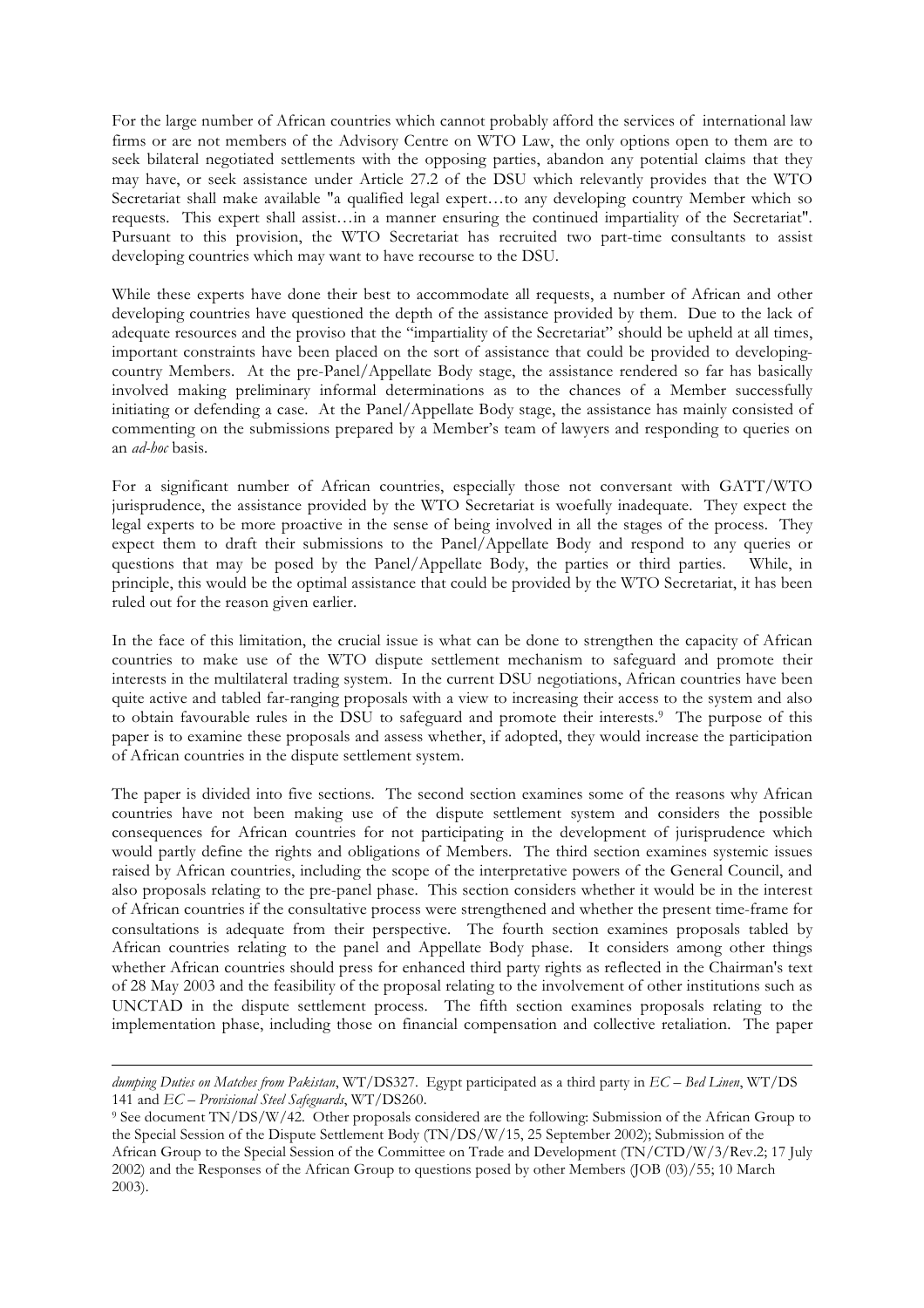For the large number of African countries which cannot probably afford the services of international law firms or are not members of the Advisory Centre on WTO Law, the only options open to them are to seek bilateral negotiated settlements with the opposing parties, abandon any potential claims that they may have, or seek assistance under Article 27.2 of the DSU which relevantly provides that the WTO Secretariat shall make available "a qualified legal expert…to any developing country Member which so requests. This expert shall assist…in a manner ensuring the continued impartiality of the Secretariat". Pursuant to this provision, the WTO Secretariat has recruited two part-time consultants to assist developing countries which may want to have recourse to the DSU.

While these experts have done their best to accommodate all requests, a number of African and other developing countries have questioned the depth of the assistance provided by them. Due to the lack of adequate resources and the proviso that the "impartiality of the Secretariat" should be upheld at all times, important constraints have been placed on the sort of assistance that could be provided to developing-country Members. At the pre-Panel/Appellate Body stage, the assistance rendered so far has basically involved making preliminary informal determinations as to the chances of a Member successfully initiating or defending a case. At the Panel/Appellate Body stage, the assistance has mainly consisted of commenting on the submissions prepared by a Member's team of lawyers and responding to queries on an *ad-hoc* basis.

For a significant number of African countries, especially those not conversant with GATT/WTO jurisprudence, the assistance provided by the WTO Secretariat is woefully inadequate. They expect the legal experts to be more proactive in the sense of being involved in all the stages of the process. They expect them to draft their submissions to the Panel/Appellate Body and respond to any queries or questions that may be posed by the Panel/Appellate Body, the parties or third parties. While, in principle, this would be the optimal assistance that could be provided by the WTO Secretariat, it has been ruled out for the reason given earlier.

In the face of this limitation, the crucial issue is what can be done to strengthen the capacity of African countries to make use of the WTO dispute settlement mechanism to safeguard and promote their interests in the multilateral trading system. In the current DSU negotiations, African countries have been quite active and tabled far-ranging proposals with a view to increasing their access to the system and also to obtain favourable rules in the DSU to safeguard and promote their interests.[9] The purpose of this paper is to examine these proposals and assess whether, if adopted, they would increase the participation of African countries in the dispute settlement system.

The paper is divided into five sections. The second section examines some of the reasons why African countries have not been making use of the dispute settlement system and considers the possible consequences for African countries for not participating in the development of jurisprudence which would partly define the rights and obligations of Members. The third section examines systemic issues raised by African countries, including the scope of the interpretative powers of the General Council, and also proposals relating to the pre-panel phase. This section considers whether it would be in the interest of African countries if the consultative process were strengthened and whether the present time-frame for consultations is adequate from their perspective. The fourth section examines proposals tabled by African countries relating to the panel and Appellate Body phase. It considers among other things whether African countries should press for enhanced third party rights as reflected in the Chairman's text of 28 May 2003 and the feasibility of the proposal relating to the involvement of other institutions such as UNCTAD in the dispute settlement process. The fifth section examines proposals relating to the implementation phase, including those on financial compensation and collective retaliation. The paper

---

*dumping Duties on Matches from Pakistan*, WT/DS327. Egypt participated as a third party in *EC – Bed Linen*, WT/DS 141 and *EC – Provisional Steel Safeguards*, WT/DS260.

[9] See document TN/DS/W/42. Other proposals considered are the following: Submission of the African Group to the Special Session of the Dispute Settlement Body (TN/DS/W/15, 25 September 2002); Submission of the African Group to the Special Session of the Committee on Trade and Development (TN/CTD/W/3/Rev.2; 17 July 2002) and the Responses of the African Group to questions posed by other Members (JOB (03)/55; 10 March 2003).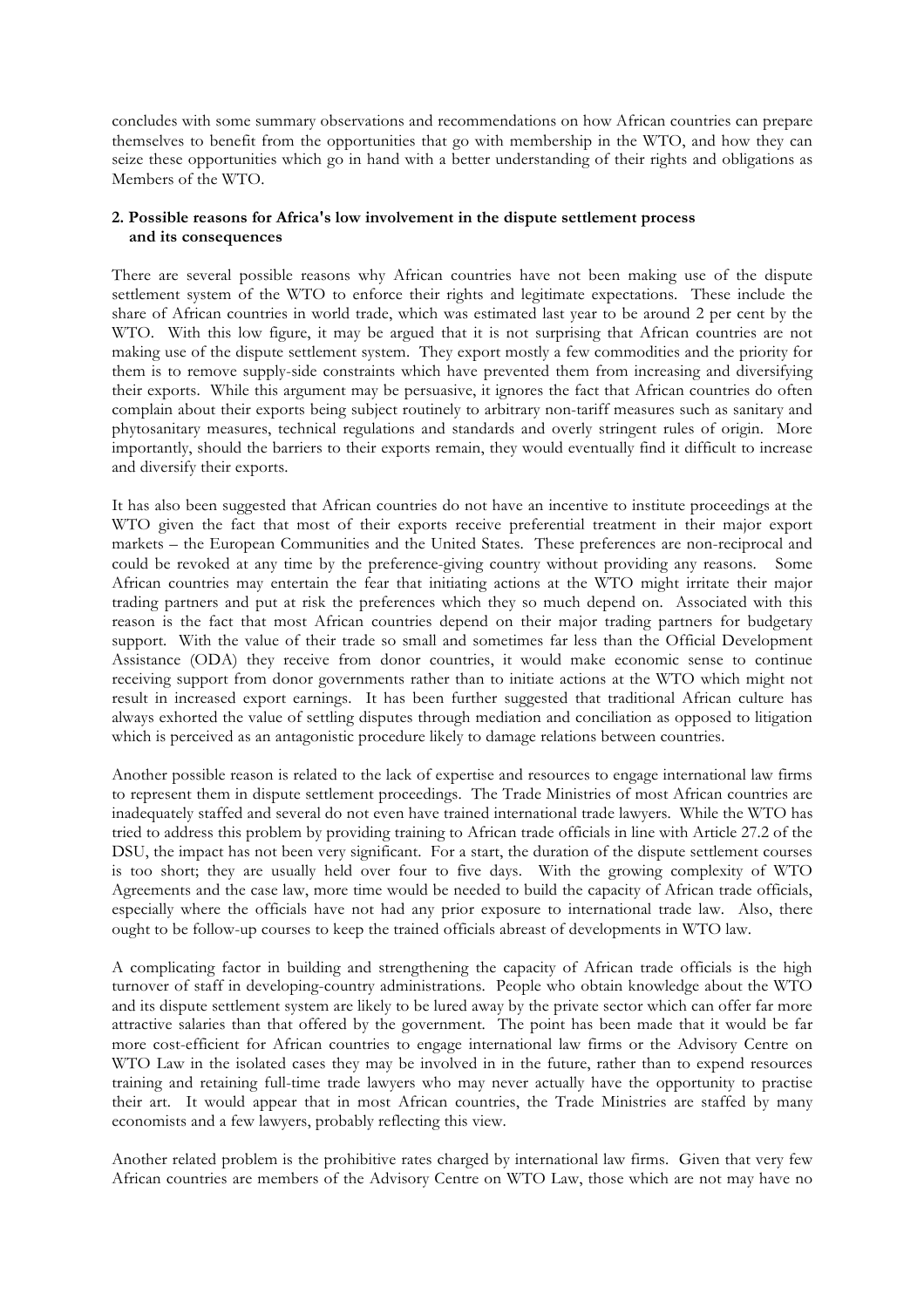concludes with some summary observations and recommendations on how African countries can prepare themselves to benefit from the opportunities that go with membership in the WTO, and how they can seize these opportunities which go in hand with a better understanding of their rights and obligations as Members of the WTO.

## 2. Possible reasons for Africa's low involvement in the dispute settlement process and its consequences

There are several possible reasons why African countries have not been making use of the dispute settlement system of the WTO to enforce their rights and legitimate expectations. These include the share of African countries in world trade, which was estimated last year to be around 2 per cent by the WTO. With this low figure, it may be argued that it is not surprising that African countries are not making use of the dispute settlement system. They export mostly a few commodities and the priority for them is to remove supply-side constraints which have prevented them from increasing and diversifying their exports. While this argument may be persuasive, it ignores the fact that African countries do often complain about their exports being subject routinely to arbitrary non-tariff measures such as sanitary and phytosanitary measures, technical regulations and standards and overly stringent rules of origin. More importantly, should the barriers to their exports remain, they would eventually find it difficult to increase and diversify their exports.

It has also been suggested that African countries do not have an incentive to institute proceedings at the WTO given the fact that most of their exports receive preferential treatment in their major export markets – the European Communities and the United States. These preferences are non-reciprocal and could be revoked at any time by the preference-giving country without providing any reasons. Some African countries may entertain the fear that initiating actions at the WTO might irritate their major trading partners and put at risk the preferences which they so much depend on. Associated with this reason is the fact that most African countries depend on their major trading partners for budgetary support. With the value of their trade so small and sometimes far less than the Official Development Assistance (ODA) they receive from donor countries, it would make economic sense to continue receiving support from donor governments rather than to initiate actions at the WTO which might not result in increased export earnings. It has been further suggested that traditional African culture has always exhorted the value of settling disputes through mediation and conciliation as opposed to litigation which is perceived as an antagonistic procedure likely to damage relations between countries.

Another possible reason is related to the lack of expertise and resources to engage international law firms to represent them in dispute settlement proceedings. The Trade Ministries of most African countries are inadequately staffed and several do not even have trained international trade lawyers. While the WTO has tried to address this problem by providing training to African trade officials in line with Article 27.2 of the DSU, the impact has not been very significant. For a start, the duration of the dispute settlement courses is too short; they are usually held over four to five days. With the growing complexity of WTO Agreements and the case law, more time would be needed to build the capacity of African trade officials, especially where the officials have not had any prior exposure to international trade law. Also, there ought to be follow-up courses to keep the trained officials abreast of developments in WTO law.

A complicating factor in building and strengthening the capacity of African trade officials is the high turnover of staff in developing-country administrations. People who obtain knowledge about the WTO and its dispute settlement system are likely to be lured away by the private sector which can offer far more attractive salaries than that offered by the government. The point has been made that it would be far more cost-efficient for African countries to engage international law firms or the Advisory Centre on WTO Law in the isolated cases they may be involved in in the future, rather than to expend resources training and retaining full-time trade lawyers who may never actually have the opportunity to practise their art. It would appear that in most African countries, the Trade Ministries are staffed by many economists and a few lawyers, probably reflecting this view.

Another related problem is the prohibitive rates charged by international law firms. Given that very few African countries are members of the Advisory Centre on WTO Law, those which are not may have no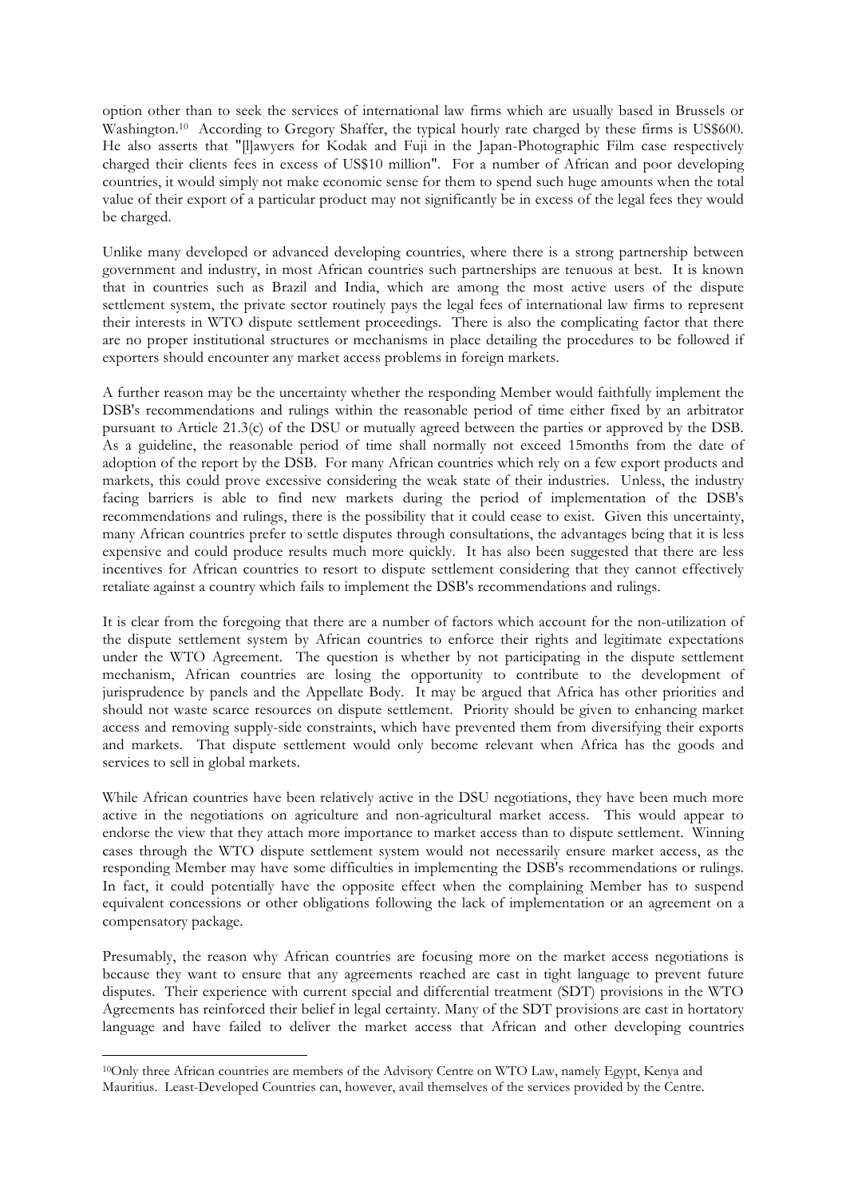option other than to seek the services of international law firms which are usually based in Brussels or Washington.[10] According to Gregory Shaffer, the typical hourly rate charged by these firms is US$600. He also asserts that "[l]awyers for Kodak and Fuji in the Japan-Photographic Film case respectively charged their clients fees in excess of US$10 million". For a number of African and poor developing countries, it would simply not make economic sense for them to spend such huge amounts when the total value of their export of a particular product may not significantly be in excess of the legal fees they would be charged.

Unlike many developed or advanced developing countries, where there is a strong partnership between government and industry, in most African countries such partnerships are tenuous at best. It is known that in countries such as Brazil and India, which are among the most active users of the dispute settlement system, the private sector routinely pays the legal fees of international law firms to represent their interests in WTO dispute settlement proceedings. There is also the complicating factor that there are no proper institutional structures or mechanisms in place detailing the procedures to be followed if exporters should encounter any market access problems in foreign markets.

A further reason may be the uncertainty whether the responding Member would faithfully implement the DSB's recommendations and rulings within the reasonable period of time either fixed by an arbitrator pursuant to Article 21.3(c) of the DSU or mutually agreed between the parties or approved by the DSB. As a guideline, the reasonable period of time shall normally not exceed 15months from the date of adoption of the report by the DSB. For many African countries which rely on a few export products and markets, this could prove excessive considering the weak state of their industries. Unless, the industry facing barriers is able to find new markets during the period of implementation of the DSB's recommendations and rulings, there is the possibility that it could cease to exist. Given this uncertainty, many African countries prefer to settle disputes through consultations, the advantages being that it is less expensive and could produce results much more quickly. It has also been suggested that there are less incentives for African countries to resort to dispute settlement considering that they cannot effectively retaliate against a country which fails to implement the DSB's recommendations and rulings.

It is clear from the foregoing that there are a number of factors which account for the non-utilization of the dispute settlement system by African countries to enforce their rights and legitimate expectations under the WTO Agreement. The question is whether by not participating in the dispute settlement mechanism, African countries are losing the opportunity to contribute to the development of jurisprudence by panels and the Appellate Body. It may be argued that Africa has other priorities and should not waste scarce resources on dispute settlement. Priority should be given to enhancing market access and removing supply-side constraints, which have prevented them from diversifying their exports and markets. That dispute settlement would only become relevant when Africa has the goods and services to sell in global markets.

While African countries have been relatively active in the DSU negotiations, they have been much more active in the negotiations on agriculture and non-agricultural market access. This would appear to endorse the view that they attach more importance to market access than to dispute settlement. Winning cases through the WTO dispute settlement system would not necessarily ensure market access, as the responding Member may have some difficulties in implementing the DSB's recommendations or rulings. In fact, it could potentially have the opposite effect when the complaining Member has to suspend equivalent concessions or other obligations following the lack of implementation or an agreement on a compensatory package.

Presumably, the reason why African countries are focusing more on the market access negotiations is because they want to ensure that any agreements reached are cast in tight language to prevent future disputes. Their experience with current special and differential treatment (SDT) provisions in the WTO Agreements has reinforced their belief in legal certainty. Many of the SDT provisions are cast in hortatory language and have failed to deliver the market access that African and other developing countries

[10]Only three African countries are members of the Advisory Centre on WTO Law, namely Egypt, Kenya and Mauritius. Least-Developed Countries can, however, avail themselves of the services provided by the Centre.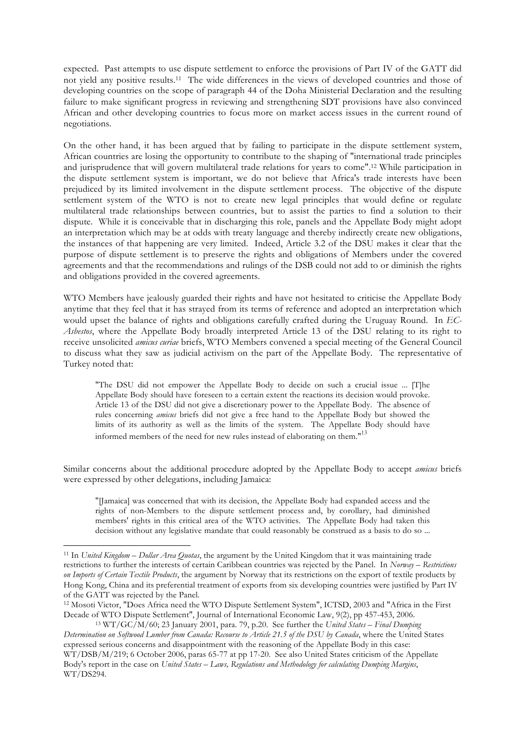expected. Past attempts to use dispute settlement to enforce the provisions of Part IV of the GATT did not yield any positive results.[11] The wide differences in the views of developed countries and those of developing countries on the scope of paragraph 44 of the Doha Ministerial Declaration and the resulting failure to make significant progress in reviewing and strengthening SDT provisions have also convinced African and other developing countries to focus more on market access issues in the current round of negotiations.

On the other hand, it has been argued that by failing to participate in the dispute settlement system, African countries are losing the opportunity to contribute to the shaping of "international trade principles and jurisprudence that will govern multilateral trade relations for years to come".[12] While participation in the dispute settlement system is important, we do not believe that Africa's trade interests have been prejudiced by its limited involvement in the dispute settlement process. The objective of the dispute settlement system of the WTO is not to create new legal principles that would define or regulate multilateral trade relationships between countries, but to assist the parties to find a solution to their dispute. While it is conceivable that in discharging this role, panels and the Appellate Body might adopt an interpretation which may be at odds with treaty language and thereby indirectly create new obligations, the instances of that happening are very limited. Indeed, Article 3.2 of the DSU makes it clear that the purpose of dispute settlement is to preserve the rights and obligations of Members under the covered agreements and that the recommendations and rulings of the DSB could not add to or diminish the rights and obligations provided in the covered agreements.

WTO Members have jealously guarded their rights and have not hesitated to criticise the Appellate Body anytime that they feel that it has strayed from its terms of reference and adopted an interpretation which would upset the balance of rights and obligations carefully crafted during the Uruguay Round. In *EC-Asbestos*, where the Appellate Body broadly interpreted Article 13 of the DSU relating to its right to receive unsolicited *amicus curiae* briefs, WTO Members convened a special meeting of the General Council to discuss what they saw as judicial activism on the part of the Appellate Body. The representative of Turkey noted that:

> "The DSU did not empower the Appellate Body to decide on such a crucial issue ... [T]he Appellate Body should have foreseen to a certain extent the reactions its decision would provoke. Article 13 of the DSU did not give a discretionary power to the Appellate Body. The absence of rules concerning *amicus* briefs did not give a free hand to the Appellate Body but showed the limits of its authority as well as the limits of the system. The Appellate Body should have informed members of the need for new rules instead of elaborating on them."[13]

Similar concerns about the additional procedure adopted by the Appellate Body to accept *amicus* briefs were expressed by other delegations, including Jamaica:

> "[Jamaica] was concerned that with its decision, the Appellate Body had expanded access and the rights of non-Members to the dispute settlement process and, by corollary, had diminished members' rights in this critical area of the WTO activities. The Appellate Body had taken this decision without any legislative mandate that could reasonably be construed as a basis to do so ...

---

[11] In *United Kingdom – Dollar Area Quotas*, the argument by the United Kingdom that it was maintaining trade restrictions to further the interests of certain Caribbean countries was rejected by the Panel. In *Norway – Restrictions on Imports of Certain Textile Products*, the argument by Norway that its restrictions on the export of textile products by Hong Kong, China and its preferential treatment of exports from six developing countries were justified by Part IV of the GATT was rejected by the Panel.

[12] Mosoti Victor, "Does Africa need the WTO Dispute Settlement System", ICTSD, 2003 and "Africa in the First Decade of WTO Dispute Settlement", Journal of International Economic Law, 9(2), pp 457-453, 2006.

[13] WT/GC/M/60; 23 January 2001, para. 79, p.20. See further the *United States – Final Dumping Determination on Softwood Lumber from Canada: Recourse to Article 21.5 of the DSU by Canada*, where the United States expressed serious concerns and disappointment with the reasoning of the Appellate Body in this case: WT/DSB/M/219; 6 October 2006, paras 65-77 at pp 17-20. See also United States criticism of the Appellate Body's report in the case on *United States – Laws, Regulations and Methodology for calculating Dumping Margins*, WT/DS294.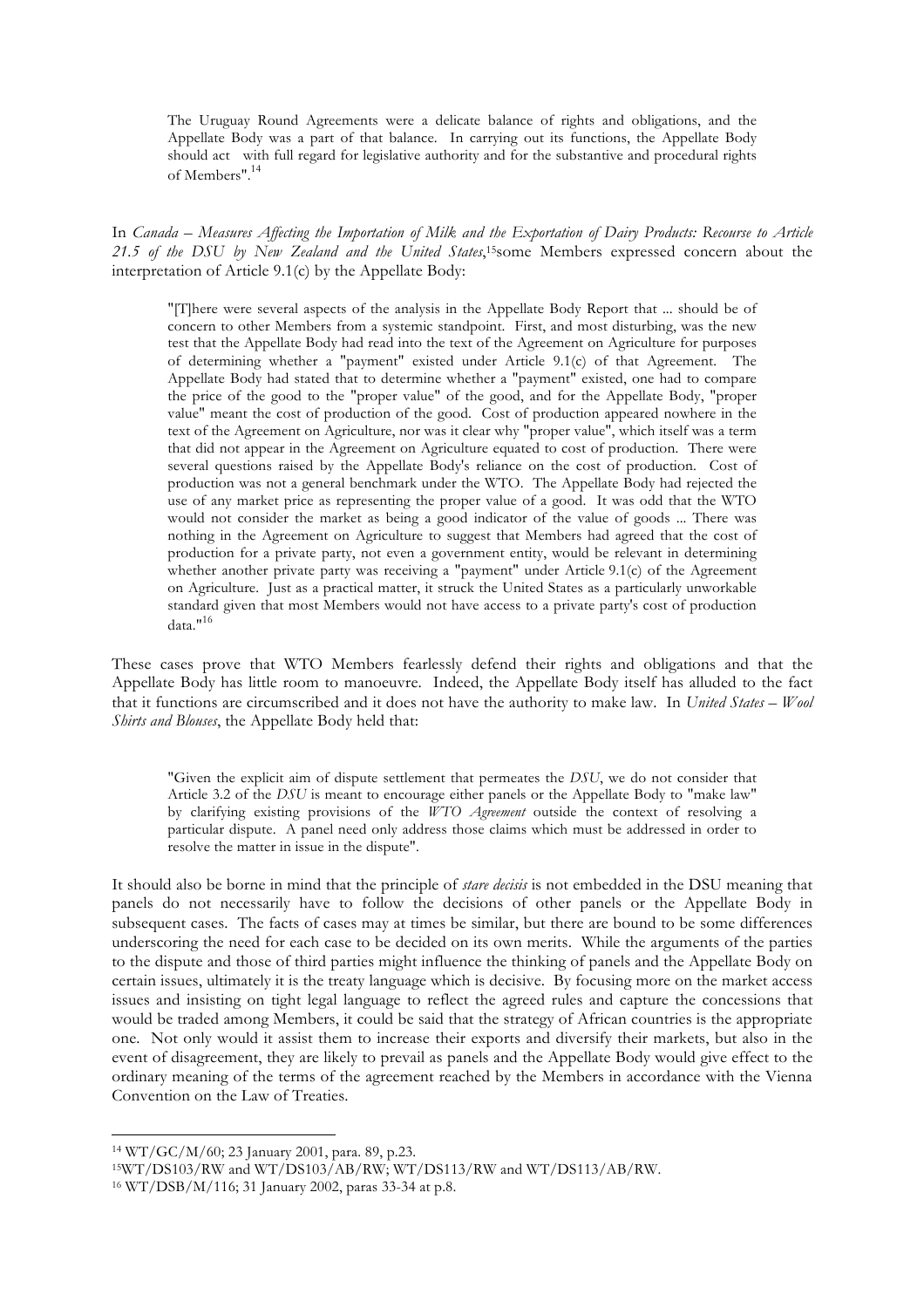> The Uruguay Round Agreements were a delicate balance of rights and obligations, and the Appellate Body was a part of that balance. In carrying out its functions, the Appellate Body should act with full regard for legislative authority and for the substantive and procedural rights of Members".[14]

In *Canada – Measures Affecting the Importation of Milk and the Exportation of Dairy Products: Recourse to Article 21.5 of the DSU by New Zealand and the United States*,[15]some Members expressed concern about the interpretation of Article 9.1(c) by the Appellate Body:

> "[T]here were several aspects of the analysis in the Appellate Body Report that ... should be of concern to other Members from a systemic standpoint. First, and most disturbing, was the new test that the Appellate Body had read into the text of the Agreement on Agriculture for purposes of determining whether a "payment" existed under Article 9.1(c) of that Agreement. The Appellate Body had stated that to determine whether a "payment" existed, one had to compare the price of the good to the "proper value" of the good, and for the Appellate Body, "proper value" meant the cost of production of the good. Cost of production appeared nowhere in the text of the Agreement on Agriculture, nor was it clear why "proper value", which itself was a term that did not appear in the Agreement on Agriculture equated to cost of production. There were several questions raised by the Appellate Body's reliance on the cost of production. Cost of production was not a general benchmark under the WTO. The Appellate Body had rejected the use of any market price as representing the proper value of a good. It was odd that the WTO would not consider the market as being a good indicator of the value of goods ... There was nothing in the Agreement on Agriculture to suggest that Members had agreed that the cost of production for a private party, not even a government entity, would be relevant in determining whether another private party was receiving a "payment" under Article 9.1(c) of the Agreement on Agriculture. Just as a practical matter, it struck the United States as a particularly unworkable standard given that most Members would not have access to a private party's cost of production data."[16]

These cases prove that WTO Members fearlessly defend their rights and obligations and that the Appellate Body has little room to manoeuvre. Indeed, the Appellate Body itself has alluded to the fact that it functions are circumscribed and it does not have the authority to make law. In *United States – Wool Shirts and Blouses*, the Appellate Body held that:

> "Given the explicit aim of dispute settlement that permeates the *DSU*, we do not consider that Article 3.2 of the *DSU* is meant to encourage either panels or the Appellate Body to "make law" by clarifying existing provisions of the *WTO Agreement* outside the context of resolving a particular dispute. A panel need only address those claims which must be addressed in order to resolve the matter in issue in the dispute".

It should also be borne in mind that the principle of ***stare decisis*** is not embedded in the DSU meaning that panels do not necessarily have to follow the decisions of other panels or the Appellate Body in subsequent cases. The facts of cases may at times be similar, but there are bound to be some differences underscoring the need for each case to be decided on its own merits. While the arguments of the parties to the dispute and those of third parties might influence the thinking of panels and the Appellate Body on certain issues, ultimately it is the treaty language which is decisive. By focusing more on the market access issues and insisting on tight legal language to reflect the agreed rules and capture the concessions that would be traded among Members, it could be said that the strategy of African countries is the appropriate one. Not only would it assist them to increase their exports and diversify their markets, but also in the event of disagreement, they are likely to prevail as panels and the Appellate Body would give effect to the ordinary meaning of the terms of the agreement reached by the Members in accordance with the Vienna Convention on the Law of Treaties.

---

[14] WT/GC/M/60; 23 January 2001, para. 89, p.23.

[15] WT/DS103/RW and WT/DS103/AB/RW; WT/DS113/RW and WT/DS113/AB/RW.

[16] WT/DSB/M/116; 31 January 2002, paras 33-34 at p.8.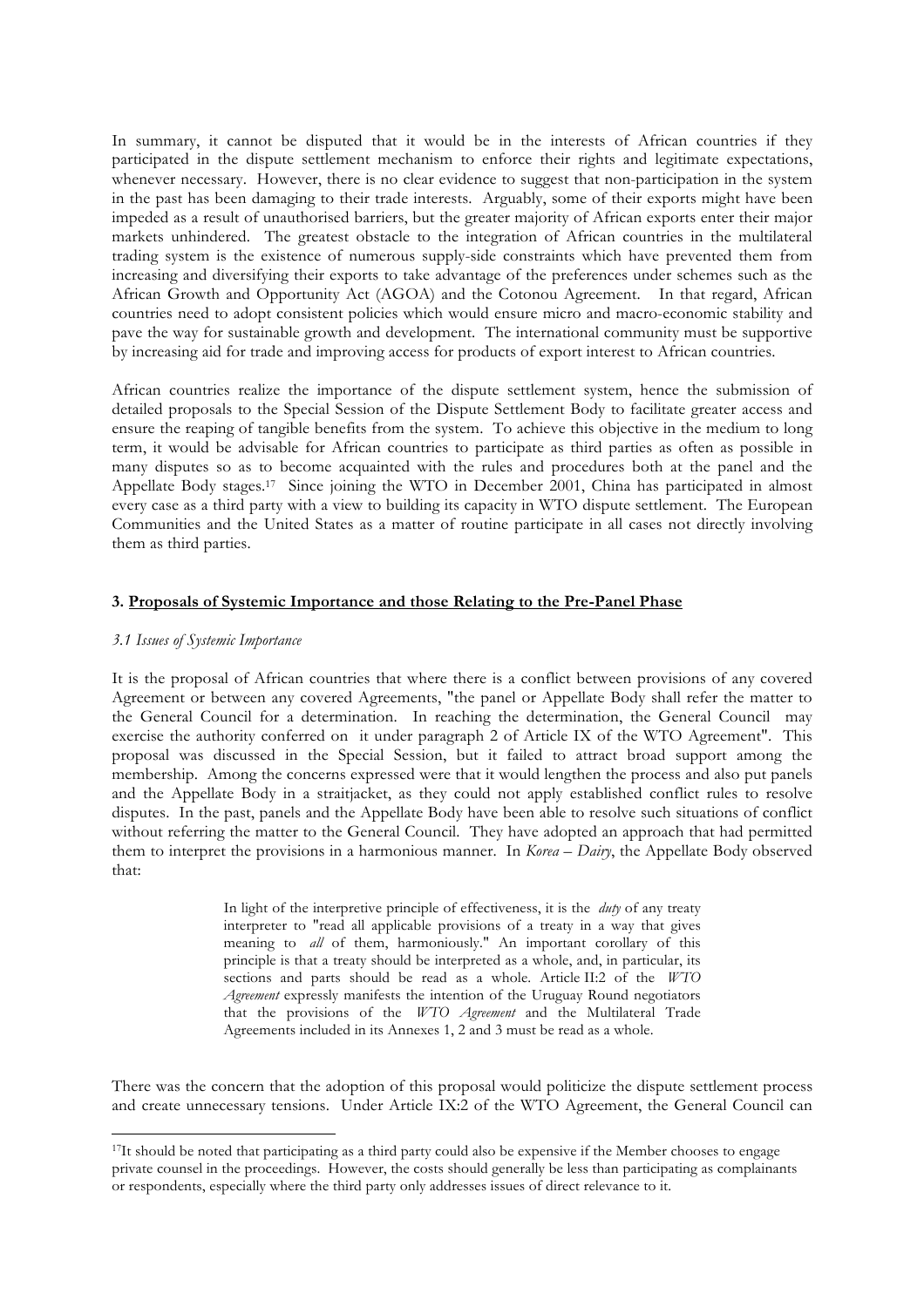In summary, it cannot be disputed that it would be in the interests of African countries if they participated in the dispute settlement mechanism to enforce their rights and legitimate expectations, whenever necessary. However, there is no clear evidence to suggest that non-participation in the system in the past has been damaging to their trade interests. Arguably, some of their exports might have been impeded as a result of unauthorised barriers, but the greater majority of African exports enter their major markets unhindered. The greatest obstacle to the integration of African countries in the multilateral trading system is the existence of numerous supply-side constraints which have prevented them from increasing and diversifying their exports to take advantage of the preferences under schemes such as the African Growth and Opportunity Act (AGOA) and the Cotonou Agreement. In that regard, African countries need to adopt consistent policies which would ensure micro and macro-economic stability and pave the way for sustainable growth and development. The international community must be supportive by increasing aid for trade and improving access for products of export interest to African countries.

African countries realize the importance of the dispute settlement system, hence the submission of detailed proposals to the Special Session of the Dispute Settlement Body to facilitate greater access and ensure the reaping of tangible benefits from the system. To achieve this objective in the medium to long term, it would be advisable for African countries to participate as third parties as often as possible in many disputes so as to become acquainted with the rules and procedures both at the panel and the Appellate Body stages.[17] Since joining the WTO in December 2001, China has participated in almost every case as a third party with a view to building its capacity in WTO dispute settlement. The European Communities and the United States as a matter of routine participate in all cases not directly involving them as third parties.

## 3. <u>Proposals of Systemic Importance and those Relating to the Pre-Panel Phase</u>

### *3.1 Issues of Systemic Importance*

It is the proposal of African countries that where there is a conflict between provisions of any covered Agreement or between any covered Agreements, "the panel or Appellate Body shall refer the matter to the General Council for a determination. In reaching the determination, the General Council may exercise the authority conferred on it under paragraph 2 of Article IX of the WTO Agreement". This proposal was discussed in the Special Session, but it failed to attract broad support among the membership. Among the concerns expressed were that it would lengthen the process and also put panels and the Appellate Body in a straitjacket, as they could not apply established conflict rules to resolve disputes. In the past, panels and the Appellate Body have been able to resolve such situations of conflict without referring the matter to the General Council. They have adopted an approach that had permitted them to interpret the provisions in a harmonious manner. In *Korea – Dairy*, the Appellate Body observed that:

> In light of the interpretive principle of effectiveness, it is the *duty* of any treaty interpreter to "read all applicable provisions of a treaty in a way that gives meaning to *all* of them, harmoniously." An important corollary of this principle is that a treaty should be interpreted as a whole, and, in particular, its sections and parts should be read as a whole. Article II:2 of the *WTO Agreement* expressly manifests the intention of the Uruguay Round negotiators that the provisions of the *WTO Agreement* and the Multilateral Trade Agreements included in its Annexes 1, 2 and 3 must be read as a whole.

There was the concern that the adoption of this proposal would politicize the dispute settlement process and create unnecessary tensions. Under Article IX:2 of the WTO Agreement, the General Council can

---

[17] It should be noted that participating as a third party could also be expensive if the Member chooses to engage private counsel in the proceedings. However, the costs should generally be less than participating as complainants or respondents, especially where the third party only addresses issues of direct relevance to it.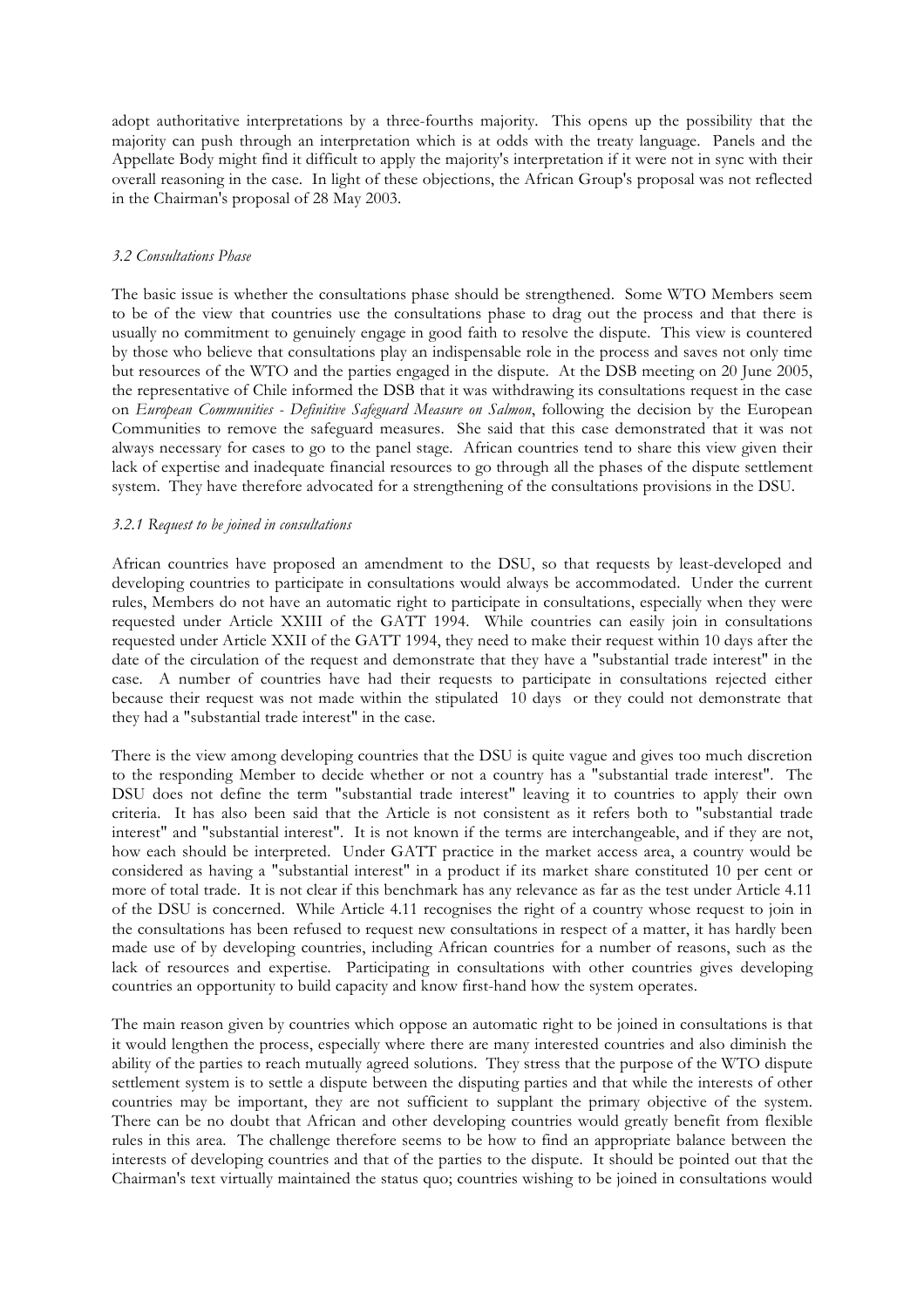adopt authoritative interpretations by a three-fourths majority. This opens up the possibility that the majority can push through an interpretation which is at odds with the treaty language. Panels and the Appellate Body might find it difficult to apply the majority's interpretation if it were not in sync with their overall reasoning in the case. In light of these objections, the African Group's proposal was not reflected in the Chairman's proposal of 28 May 2003.

### *3.2 Consultations Phase*

The basic issue is whether the consultations phase should be strengthened. Some WTO Members seem to be of the view that countries use the consultations phase to drag out the process and that there is usually no commitment to genuinely engage in good faith to resolve the dispute. This view is countered by those who believe that consultations play an indispensable role in the process and saves not only time but resources of the WTO and the parties engaged in the dispute. At the DSB meeting on 20 June 2005, the representative of Chile informed the DSB that it was withdrawing its consultations request in the case on *European Communities - Definitive Safeguard Measure on Salmon*, following the decision by the European Communities to remove the safeguard measures. She said that this case demonstrated that it was not always necessary for cases to go to the panel stage. African countries tend to share this view given their lack of expertise and inadequate financial resources to go through all the phases of the dispute settlement system. They have therefore advocated for a strengthening of the consultations provisions in the DSU.

#### *3.2.1 Request to be joined in consultations*

African countries have proposed an amendment to the DSU, so that requests by least-developed and developing countries to participate in consultations would always be accommodated. Under the current rules, Members do not have an automatic right to participate in consultations, especially when they were requested under Article XXIII of the GATT 1994. While countries can easily join in consultations requested under Article XXII of the GATT 1994, they need to make their request within 10 days after the date of the circulation of the request and demonstrate that they have a "substantial trade interest" in the case. A number of countries have had their requests to participate in consultations rejected either because their request was not made within the stipulated 10 days or they could not demonstrate that they had a "substantial trade interest" in the case.

There is the view among developing countries that the DSU is quite vague and gives too much discretion to the responding Member to decide whether or not a country has a "substantial trade interest". The DSU does not define the term "substantial trade interest" leaving it to countries to apply their own criteria. It has also been said that the Article is not consistent as it refers both to "substantial trade interest" and "substantial interest". It is not known if the terms are interchangeable, and if they are not, how each should be interpreted. Under GATT practice in the market access area, a country would be considered as having a "substantial interest" in a product if its market share constituted 10 per cent or more of total trade. It is not clear if this benchmark has any relevance as far as the test under Article 4.11 of the DSU is concerned. While Article 4.11 recognises the right of a country whose request to join in the consultations has been refused to request new consultations in respect of a matter, it has hardly been made use of by developing countries, including African countries for a number of reasons, such as the lack of resources and expertise. Participating in consultations with other countries gives developing countries an opportunity to build capacity and know first-hand how the system operates.

The main reason given by countries which oppose an automatic right to be joined in consultations is that it would lengthen the process, especially where there are many interested countries and also diminish the ability of the parties to reach mutually agreed solutions. They stress that the purpose of the WTO dispute settlement system is to settle a dispute between the disputing parties and that while the interests of other countries may be important, they are not sufficient to supplant the primary objective of the system. There can be no doubt that African and other developing countries would greatly benefit from flexible rules in this area. The challenge therefore seems to be how to find an appropriate balance between the interests of developing countries and that of the parties to the dispute. It should be pointed out that the Chairman's text virtually maintained the status quo; countries wishing to be joined in consultations would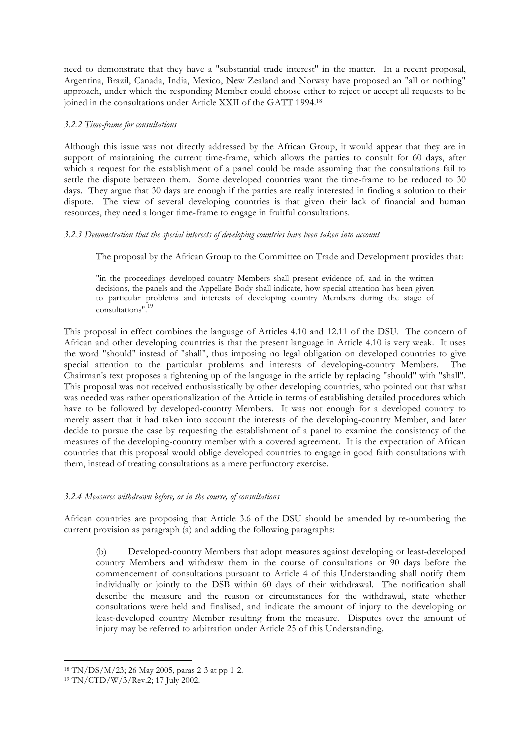need to demonstrate that they have a "substantial trade interest" in the matter. In a recent proposal, Argentina, Brazil, Canada, India, Mexico, New Zealand and Norway have proposed an "all or nothing" approach, under which the responding Member could choose either to reject or accept all requests to be joined in the consultations under Article XXII of the GATT 1994.[18]

### *3.2.2 Time-frame for consultations*

Although this issue was not directly addressed by the African Group, it would appear that they are in support of maintaining the current time-frame, which allows the parties to consult for 60 days, after which a request for the establishment of a panel could be made assuming that the consultations fail to settle the dispute between them. Some developed countries want the time-frame to be reduced to 30 days. They argue that 30 days are enough if the parties are really interested in finding a solution to their dispute. The view of several developing countries is that given their lack of financial and human resources, they need a longer time-frame to engage in fruitful consultations.

### *3.2.3 Demonstration that the special interests of developing countries have been taken into account*

> The proposal by the African Group to the Committee on Trade and Development provides that:
>
> "in the proceedings developed-country Members shall present evidence of, and in the written decisions, the panels and the Appellate Body shall indicate, how special attention has been given to particular problems and interests of developing country Members during the stage of consultations".[19]

This proposal in effect combines the language of Articles 4.10 and 12.11 of the DSU. The concern of African and other developing countries is that the present language in Article 4.10 is very weak. It uses the word "should" instead of "shall", thus imposing no legal obligation on developed countries to give special attention to the particular problems and interests of developing-country Members. The Chairman's text proposes a tightening up of the language in the article by replacing "should" with "shall". This proposal was not received enthusiastically by other developing countries, who pointed out that what was needed was rather operationalization of the Article in terms of establishing detailed procedures which have to be followed by developed-country Members. It was not enough for a developed country to merely assert that it had taken into account the interests of the developing-country Member, and later decide to pursue the case by requesting the establishment of a panel to examine the consistency of the measures of the developing-country member with a covered agreement. It is the expectation of African countries that this proposal would oblige developed countries to engage in good faith consultations with them, instead of treating consultations as a mere perfunctory exercise.

### *3.2.4 Measures withdrawn before, or in the course, of consultations*

African countries are proposing that Article 3.6 of the DSU should be amended by re-numbering the current provision as paragraph (a) and adding the following paragraphs:

> (b) Developed-country Members that adopt measures against developing or least-developed country Members and withdraw them in the course of consultations or 90 days before the commencement of consultations pursuant to Article 4 of this Understanding shall notify them individually or jointly to the DSB within 60 days of their withdrawal. The notification shall describe the measure and the reason or circumstances for the withdrawal, state whether consultations were held and finalised, and indicate the amount of injury to the developing or least-developed country Member resulting from the measure. Disputes over the amount of injury may be referred to arbitration under Article 25 of this Understanding.

---

[18] TN/DS/M/23; 26 May 2005, paras 2-3 at pp 1-2.

[19] TN/CTD/W/3/Rev.2; 17 July 2002.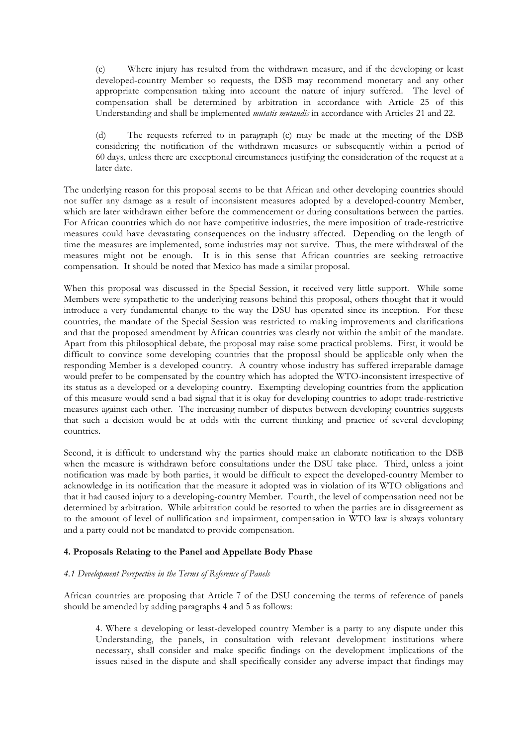> (c) Where injury has resulted from the withdrawn measure, and if the developing or least developed-country Member so requests, the DSB may recommend monetary and any other appropriate compensation taking into account the nature of injury suffered. The level of compensation shall be determined by arbitration in accordance with Article 25 of this Understanding and shall be implemented *mutatis mutandis* in accordance with Articles 21 and 22.
>
> (d) The requests referred to in paragraph (c) may be made at the meeting of the DSB considering the notification of the withdrawn measures or subsequently within a period of 60 days, unless there are exceptional circumstances justifying the consideration of the request at a later date.

The underlying reason for this proposal seems to be that African and other developing countries should not suffer any damage as a result of inconsistent measures adopted by a developed-country Member, which are later withdrawn either before the commencement or during consultations between the parties. For African countries which do not have competitive industries, the mere imposition of trade-restrictive measures could have devastating consequences on the industry affected. Depending on the length of time the measures are implemented, some industries may not survive. Thus, the mere withdrawal of the measures might not be enough. It is in this sense that African countries are seeking retroactive compensation. It should be noted that Mexico has made a similar proposal.

When this proposal was discussed in the Special Session, it received very little support. While some Members were sympathetic to the underlying reasons behind this proposal, others thought that it would introduce a very fundamental change to the way the DSU has operated since its inception. For these countries, the mandate of the Special Session was restricted to making improvements and clarifications and that the proposed amendment by African countries was clearly not within the ambit of the mandate. Apart from this philosophical debate, the proposal may raise some practical problems. First, it would be difficult to convince some developing countries that the proposal should be applicable only when the responding Member is a developed country. A country whose industry has suffered irreparable damage would prefer to be compensated by the country which has adopted the WTO-inconsistent irrespective of its status as a developed or a developing country. Exempting developing countries from the application of this measure would send a bad signal that it is okay for developing countries to adopt trade-restrictive measures against each other. The increasing number of disputes between developing countries suggests that such a decision would be at odds with the current thinking and practice of several developing countries.

Second, it is difficult to understand why the parties should make an elaborate notification to the DSB when the measure is withdrawn before consultations under the DSU take place. Third, unless a joint notification was made by both parties, it would be difficult to expect the developed-country Member to acknowledge in its notification that the measure it adopted was in violation of its WTO obligations and that it had caused injury to a developing-country Member. Fourth, the level of compensation need not be determined by arbitration. While arbitration could be resorted to when the parties are in disagreement as to the amount of level of nullification and impairment, compensation in WTO law is always voluntary and a party could not be mandated to provide compensation.

### 4. Proposals Relating to the Panel and Appellate Body Phase

#### *4.1 Development Perspective in the Terms of Reference of Panels*

African countries are proposing that Article 7 of the DSU concerning the terms of reference of panels should be amended by adding paragraphs 4 and 5 as follows:

> 4. Where a developing or least-developed country Member is a party to any dispute under this Understanding, the panels, in consultation with relevant development institutions where necessary, shall consider and make specific findings on the development implications of the issues raised in the dispute and shall specifically consider any adverse impact that findings may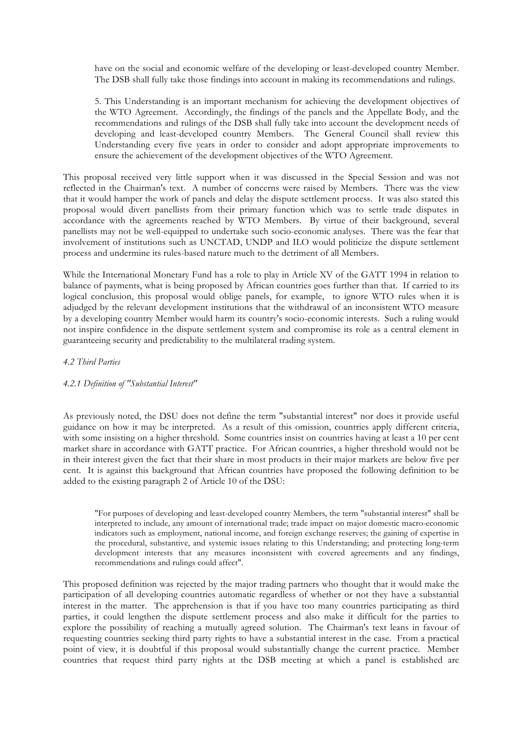> have on the social and economic welfare of the developing or least-developed country Member. The DSB shall fully take those findings into account in making its recommendations and rulings.
>
> 5. This Understanding is an important mechanism for achieving the development objectives of the WTO Agreement. Accordingly, the findings of the panels and the Appellate Body, and the recommendations and rulings of the DSB shall fully take into account the development needs of developing and least-developed country Members. The General Council shall review this Understanding every five years in order to consider and adopt appropriate improvements to ensure the achievement of the development objectives of the WTO Agreement.

This proposal received very little support when it was discussed in the Special Session and was not reflected in the Chairman's text. A number of concerns were raised by Members. There was the view that it would hamper the work of panels and delay the dispute settlement process. It was also stated this proposal would divert panellists from their primary function which was to settle trade disputes in accordance with the agreements reached by WTO Members. By virtue of their background, several panellists may not be well-equipped to undertake such socio-economic analyses. There was the fear that involvement of institutions such as UNCTAD, UNDP and ILO would politicize the dispute settlement process and undermine its rules-based nature much to the detriment of all Members.

While the International Monetary Fund has a role to play in Article XV of the GATT 1994 in relation to balance of payments, what is being proposed by African countries goes further than that. If carried to its logical conclusion, this proposal would oblige panels, for example, to ignore WTO rules when it is adjudged by the relevant development institutions that the withdrawal of an inconsistent WTO measure by a developing country Member would harm its country's socio-economic interests. Such a ruling would not inspire confidence in the dispute settlement system and compromise its role as a central element in guaranteeing security and predictability to the multilateral trading system.

*4.2 Third Parties*

*4.2.1 Definition of "Substantial Interest"*

As previously noted, the DSU does not define the term "substantial interest" nor does it provide useful guidance on how it may be interpreted. As a result of this omission, countries apply different criteria, with some insisting on a higher threshold. Some countries insist on countries having at least a 10 per cent market share in accordance with GATT practice. For African countries, a higher threshold would not be in their interest given the fact that their share in most products in their major markets are below five per cent. It is against this background that African countries have proposed the following definition to be added to the existing paragraph 2 of Article 10 of the DSU:

> "For purposes of developing and least-developed country Members, the term "substantial interest" shall be interpreted to include, any amount of international trade; trade impact on major domestic macro-economic indicators such as employment, national income, and foreign exchange reserves; the gaining of expertise in the procedural, substantive, and systemic issues relating to this Understanding; and protecting long-term development interests that any measures inconsistent with covered agreements and any findings, recommendations and rulings could affect".

This proposed definition was rejected by the major trading partners who thought that it would make the participation of all developing countries automatic regardless of whether or not they have a substantial interest in the matter. The apprehension is that if you have too many countries participating as third parties, it could lengthen the dispute settlement process and also make it difficult for the parties to explore the possibility of reaching a mutually agreed solution. The Chairman's text leans in favour of requesting countries seeking third party rights to have a substantial interest in the case. From a practical point of view, it is doubtful if this proposal would substantially change the current practice. Member countries that request third party rights at the DSB meeting at which a panel is established are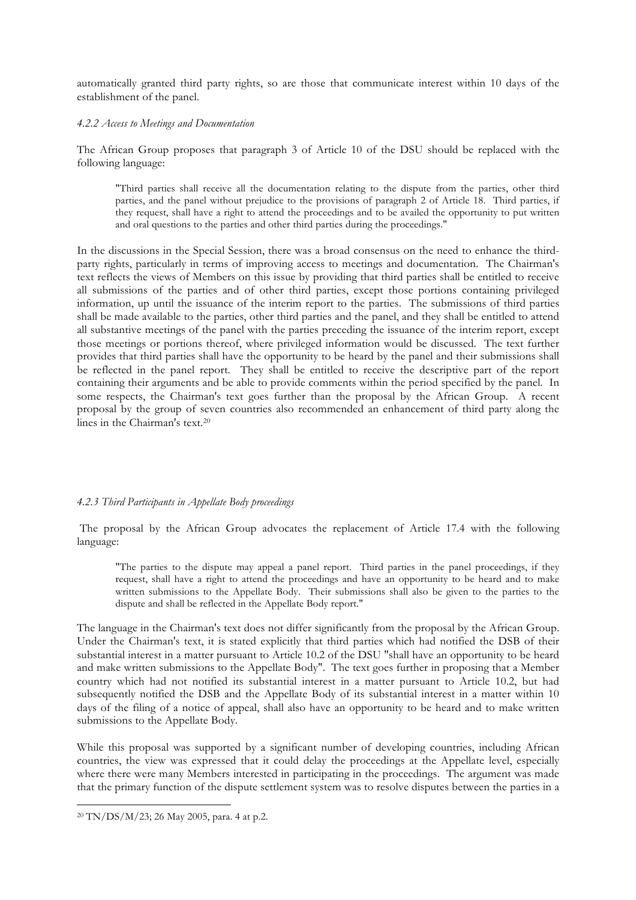automatically granted third party rights, so are those that communicate interest within 10 days of the establishment of the panel.

#### *4.2.2 Access to Meetings and Documentation*

The African Group proposes that paragraph 3 of Article 10 of the DSU should be replaced with the following language:

> "Third parties shall receive all the documentation relating to the dispute from the parties, other third parties, and the panel without prejudice to the provisions of paragraph 2 of Article 18. Third parties, if they request, shall have a right to attend the proceedings and to be availed the opportunity to put written and oral questions to the parties and other third parties during the proceedings."

In the discussions in the Special Session, there was a broad consensus on the need to enhance the third-party rights, particularly in terms of improving access to meetings and documentation. The Chairman's text reflects the views of Members on this issue by providing that third parties shall be entitled to receive all submissions of the parties and of other third parties, except those portions containing privileged information, up until the issuance of the interim report to the parties. The submissions of third parties shall be made available to the parties, other third parties and the panel, and they shall be entitled to attend all substantive meetings of the panel with the parties preceding the issuance of the interim report, except those meetings or portions thereof, where privileged information would be discussed. The text further provides that third parties shall have the opportunity to be heard by the panel and their submissions shall be reflected in the panel report. They shall be entitled to receive the descriptive part of the report containing their arguments and be able to provide comments within the period specified by the panel. In some respects, the Chairman's text goes further than the proposal by the African Group. A recent proposal by the group of seven countries also recommended an enhancement of third party along the lines in the Chairman's text.[20]

#### *4.2.3 Third Participants in Appellate Body proceedings*

The proposal by the African Group advocates the replacement of Article 17.4 with the following language:

> "The parties to the dispute may appeal a panel report. Third parties in the panel proceedings, if they request, shall have a right to attend the proceedings and have an opportunity to be heard and to make written submissions to the Appellate Body. Their submissions shall also be given to the parties to the dispute and shall be reflected in the Appellate Body report."

The language in the Chairman's text does not differ significantly from the proposal by the African Group. Under the Chairman's text, it is stated explicitly that third parties which had notified the DSB of their substantial interest in a matter pursuant to Article 10.2 of the DSU "shall have an opportunity to be heard and make written submissions to the Appellate Body". The text goes further in proposing that a Member country which had not notified its substantial interest in a matter pursuant to Article 10.2, but had subsequently notified the DSB and the Appellate Body of its substantial interest in a matter within 10 days of the filing of a notice of appeal, shall also have an opportunity to be heard and to make written submissions to the Appellate Body.

While this proposal was supported by a significant number of developing countries, including African countries, the view was expressed that it could delay the proceedings at the Appellate level, especially where there were many Members interested in participating in the proceedings. The argument was made that the primary function of the dispute settlement system was to resolve disputes between the parties in a

---

[20] TN/DS/M/23; 26 May 2005, para. 4 at p.2.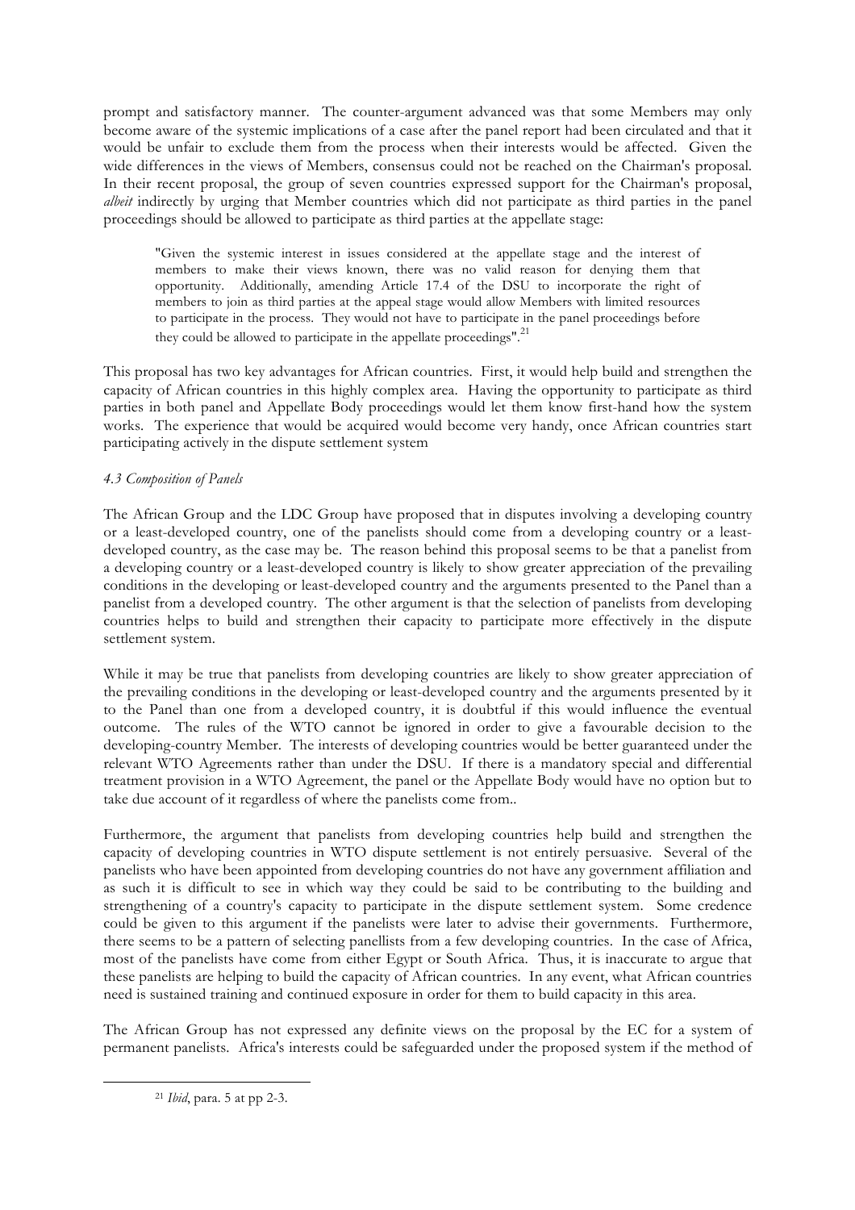prompt and satisfactory manner. The counter-argument advanced was that some Members may only become aware of the systemic implications of a case after the panel report had been circulated and that it would be unfair to exclude them from the process when their interests would be affected. Given the wide differences in the views of Members, consensus could not be reached on the Chairman's proposal. In their recent proposal, the group of seven countries expressed support for the Chairman's proposal, *albeit* indirectly by urging that Member countries which did not participate as third parties in the panel proceedings should be allowed to participate as third parties at the appellate stage:

> "Given the systemic interest in issues considered at the appellate stage and the interest of members to make their views known, there was no valid reason for denying them that opportunity. Additionally, amending Article 17.4 of the DSU to incorporate the right of members to join as third parties at the appeal stage would allow Members with limited resources to participate in the process. They would not have to participate in the panel proceedings before they could be allowed to participate in the appellate proceedings".[21]

This proposal has two key advantages for African countries. First, it would help build and strengthen the capacity of African countries in this highly complex area. Having the opportunity to participate as third parties in both panel and Appellate Body proceedings would let them know first-hand how the system works. The experience that would be acquired would become very handy, once African countries start participating actively in the dispute settlement system

*4.3 Composition of Panels*

The African Group and the LDC Group have proposed that in disputes involving a developing country or a least-developed country, one of the panelists should come from a developing country or a least-developed country, as the case may be. The reason behind this proposal seems to be that a panelist from a developing country or a least-developed country is likely to show greater appreciation of the prevailing conditions in the developing or least-developed country and the arguments presented to the Panel than a panelist from a developed country. The other argument is that the selection of panelists from developing countries helps to build and strengthen their capacity to participate more effectively in the dispute settlement system.

While it may be true that panelists from developing countries are likely to show greater appreciation of the prevailing conditions in the developing or least-developed country and the arguments presented by it to the Panel than one from a developed country, it is doubtful if this would influence the eventual outcome. The rules of the WTO cannot be ignored in order to give a favourable decision to the developing-country Member. The interests of developing countries would be better guaranteed under the relevant WTO Agreements rather than under the DSU. If there is a mandatory special and differential treatment provision in a WTO Agreement, the panel or the Appellate Body would have no option but to take due account of it regardless of where the panelists come from..

Furthermore, the argument that panelists from developing countries help build and strengthen the capacity of developing countries in WTO dispute settlement is not entirely persuasive. Several of the panelists who have been appointed from developing countries do not have any government affiliation and as such it is difficult to see in which way they could be said to be contributing to the building and strengthening of a country's capacity to participate in the dispute settlement system. Some credence could be given to this argument if the panelists were later to advise their governments. Furthermore, there seems to be a pattern of selecting panellists from a few developing countries. In the case of Africa, most of the panelists have come from either Egypt or South Africa. Thus, it is inaccurate to argue that these panelists are helping to build the capacity of African countries. In any event, what African countries need is sustained training and continued exposure in order for them to build capacity in this area.

The African Group has not expressed any definite views on the proposal by the EC for a system of permanent panelists. Africa's interests could be safeguarded under the proposed system if the method of

---

[21] *Ibid*, para. 5 at pp 2-3.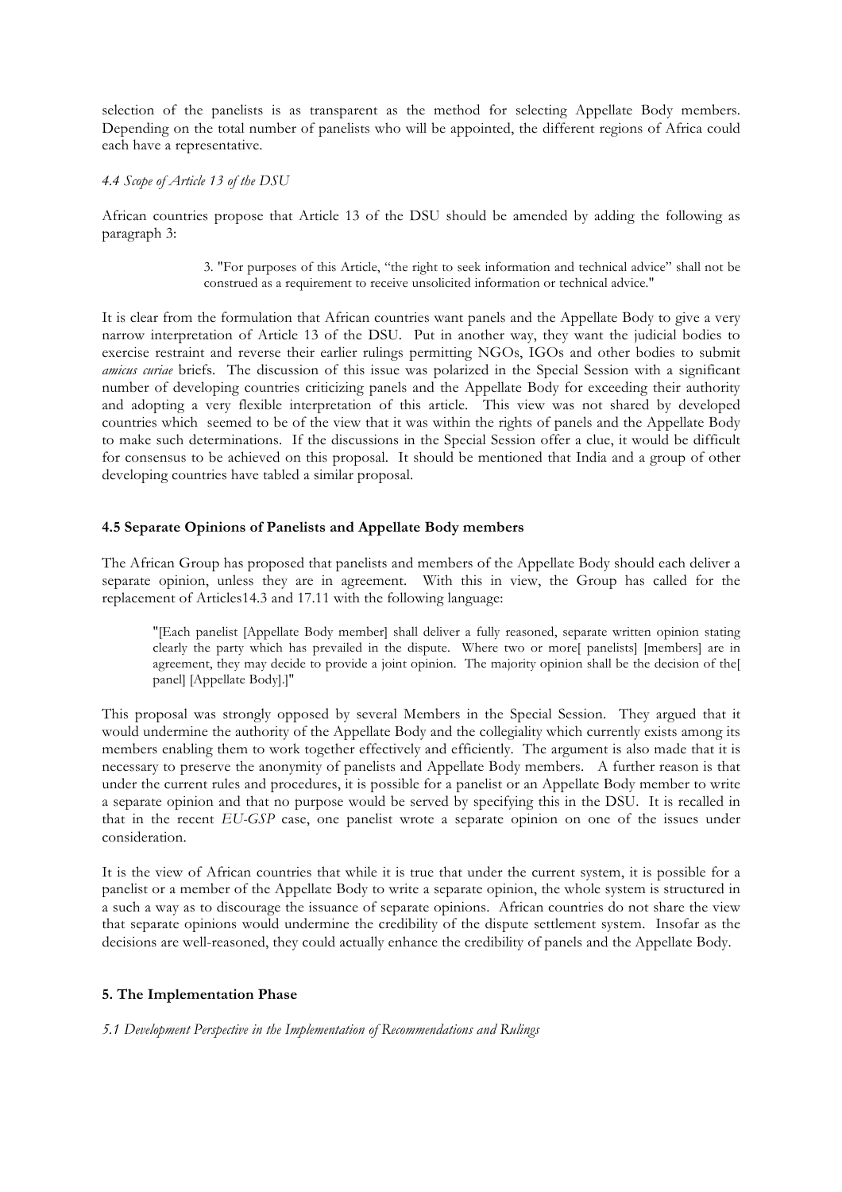selection of the panelists is as transparent as the method for selecting Appellate Body members. Depending on the total number of panelists who will be appointed, the different regions of Africa could each have a representative.

### *4.4 Scope of Article 13 of the DSU*

African countries propose that Article 13 of the DSU should be amended by adding the following as paragraph 3:

> 3. "For purposes of this Article, "the right to seek information and technical advice" shall not be construed as a requirement to receive unsolicited information or technical advice."

It is clear from the formulation that African countries want panels and the Appellate Body to give a very narrow interpretation of Article 13 of the DSU. Put in another way, they want the judicial bodies to exercise restraint and reverse their earlier rulings permitting NGOs, IGOs and other bodies to submit *amicus curiae* briefs. The discussion of this issue was polarized in the Special Session with a significant number of developing countries criticizing panels and the Appellate Body for exceeding their authority and adopting a very flexible interpretation of this article. This view was not shared by developed countries which seemed to be of the view that it was within the rights of panels and the Appellate Body to make such determinations. If the discussions in the Special Session offer a clue, it would be difficult for consensus to be achieved on this proposal. It should be mentioned that India and a group of other developing countries have tabled a similar proposal.

### **4.5 Separate Opinions of Panelists and Appellate Body members**

The African Group has proposed that panelists and members of the Appellate Body should each deliver a separate opinion, unless they are in agreement. With this in view, the Group has called for the replacement of Articles14.3 and 17.11 with the following language:

> "[Each panelist [Appellate Body member] shall deliver a fully reasoned, separate written opinion stating clearly the party which has prevailed in the dispute. Where two or more[ panelists] [members] are in agreement, they may decide to provide a joint opinion. The majority opinion shall be the decision of the[ panel] [Appellate Body].]"

This proposal was strongly opposed by several Members in the Special Session. They argued that it would undermine the authority of the Appellate Body and the collegiality which currently exists among its members enabling them to work together effectively and efficiently. The argument is also made that it is necessary to preserve the anonymity of panelists and Appellate Body members. A further reason is that under the current rules and procedures, it is possible for a panelist or an Appellate Body member to write a separate opinion and that no purpose would be served by specifying this in the DSU. It is recalled in that in the recent *EU-GSP* case, one panelist wrote a separate opinion on one of the issues under consideration.

It is the view of African countries that while it is true that under the current system, it is possible for a panelist or a member of the Appellate Body to write a separate opinion, the whole system is structured in a such a way as to discourage the issuance of separate opinions. African countries do not share the view that separate opinions would undermine the credibility of the dispute settlement system. Insofar as the decisions are well-reasoned, they could actually enhance the credibility of panels and the Appellate Body.

## **5. The Implementation Phase**

### *5.1 Development Perspective in the Implementation of Recommendations and Rulings*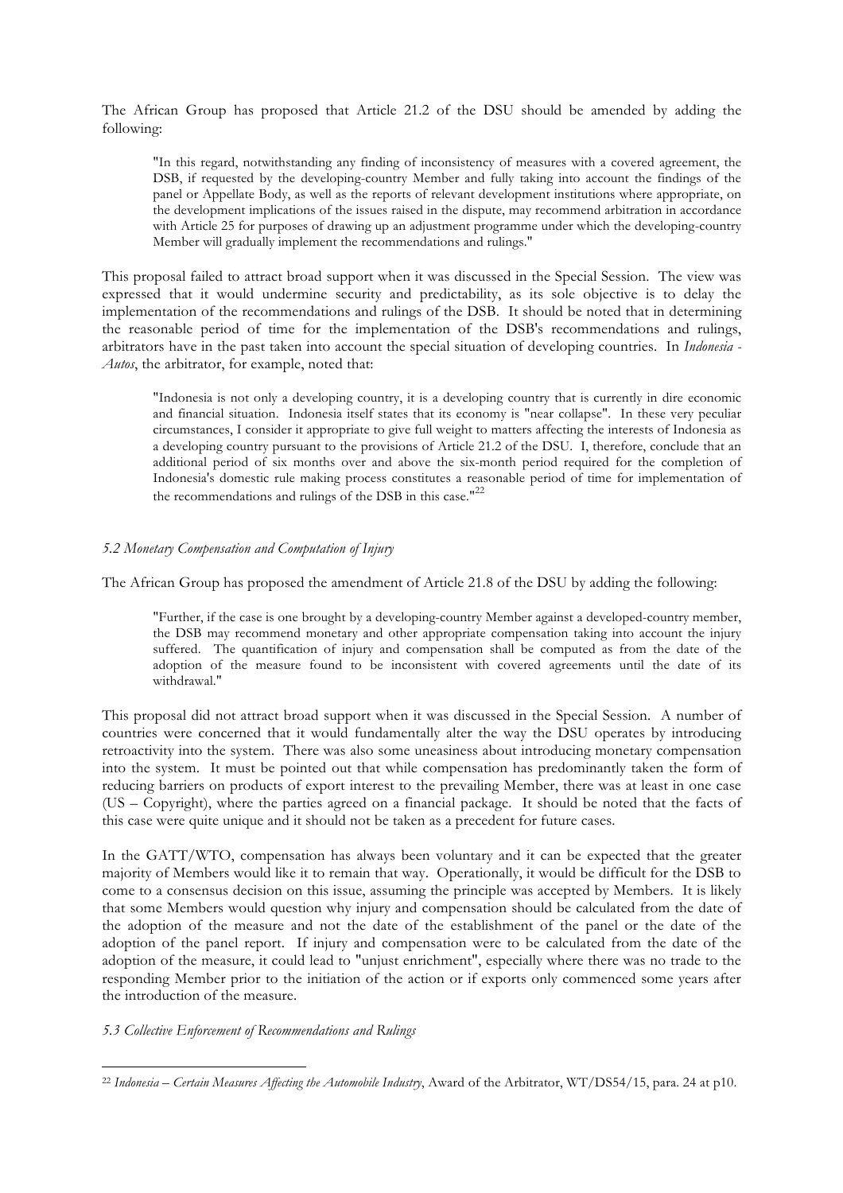The African Group has proposed that Article 21.2 of the DSU should be amended by adding the following:

> "In this regard, notwithstanding any finding of inconsistency of measures with a covered agreement, the DSB, if requested by the developing-country Member and fully taking into account the findings of the panel or Appellate Body, as well as the reports of relevant development institutions where appropriate, on the development implications of the issues raised in the dispute, may recommend arbitration in accordance with Article 25 for purposes of drawing up an adjustment programme under which the developing-country Member will gradually implement the recommendations and rulings."

This proposal failed to attract broad support when it was discussed in the Special Session. The view was expressed that it would undermine security and predictability, as its sole objective is to delay the implementation of the recommendations and rulings of the DSB. It should be noted that in determining the reasonable period of time for the implementation of the DSB's recommendations and rulings, arbitrators have in the past taken into account the special situation of developing countries. In *Indonesia - Autos*, the arbitrator, for example, noted that:

> "Indonesia is not only a developing country, it is a developing country that is currently in dire economic and financial situation. Indonesia itself states that its economy is "near collapse". In these very peculiar circumstances, I consider it appropriate to give full weight to matters affecting the interests of Indonesia as a developing country pursuant to the provisions of Article 21.2 of the DSU. I, therefore, conclude that an additional period of six months over and above the six-month period required for the completion of Indonesia's domestic rule making process constitutes a reasonable period of time for implementation of the recommendations and rulings of the DSB in this case."[22]

*5.2 Monetary Compensation and Computation of Injury*

The African Group has proposed the amendment of Article 21.8 of the DSU by adding the following:

> "Further, if the case is one brought by a developing-country Member against a developed-country member, the DSB may recommend monetary and other appropriate compensation taking into account the injury suffered. The quantification of injury and compensation shall be computed as from the date of the adoption of the measure found to be inconsistent with covered agreements until the date of its withdrawal."

This proposal did not attract broad support when it was discussed in the Special Session. A number of countries were concerned that it would fundamentally alter the way the DSU operates by introducing retroactivity into the system. There was also some uneasiness about introducing monetary compensation into the system. It must be pointed out that while compensation has predominantly taken the form of reducing barriers on products of export interest to the prevailing Member, there was at least in one case (US – Copyright), where the parties agreed on a financial package. It should be noted that the facts of this case were quite unique and it should not be taken as a precedent for future cases.

In the GATT/WTO, compensation has always been voluntary and it can be expected that the greater majority of Members would like it to remain that way. Operationally, it would be difficult for the DSB to come to a consensus decision on this issue, assuming the principle was accepted by Members. It is likely that some Members would question why injury and compensation should be calculated from the date of the adoption of the measure and not the date of the establishment of the panel or the date of the adoption of the panel report. If injury and compensation were to be calculated from the date of the adoption of the measure, it could lead to "unjust enrichment", especially where there was no trade to the responding Member prior to the initiation of the action or if exports only commenced some years after the introduction of the measure.

*5.3 Collective Enforcement of Recommendations and Rulings*

---

[22] *Indonesia – Certain Measures Affecting the Automobile Industry*, Award of the Arbitrator, WT/DS54/15, para. 24 at p10.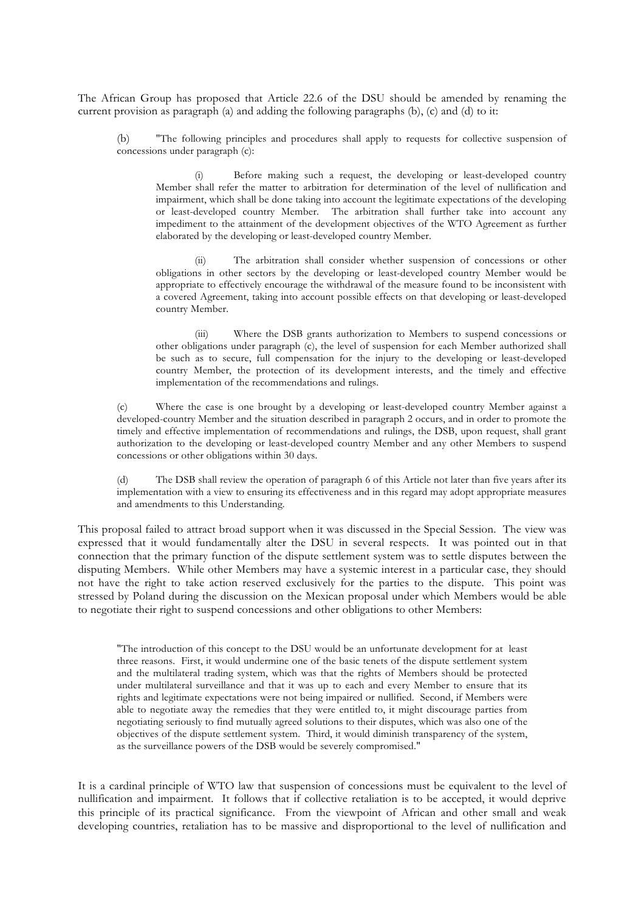The African Group has proposed that Article 22.6 of the DSU should be amended by renaming the current provision as paragraph (a) and adding the following paragraphs (b), (c) and (d) to it:

> (b) "The following principles and procedures shall apply to requests for collective suspension of concessions under paragraph (c):
>
> > (i) Before making such a request, the developing or least-developed country Member shall refer the matter to arbitration for determination of the level of nullification and impairment, which shall be done taking into account the legitimate expectations of the developing or least-developed country Member. The arbitration shall further take into account any impediment to the attainment of the development objectives of the WTO Agreement as further elaborated by the developing or least-developed country Member.
> >
> > (ii) The arbitration shall consider whether suspension of concessions or other obligations in other sectors by the developing or least-developed country Member would be appropriate to effectively encourage the withdrawal of the measure found to be inconsistent with a covered Agreement, taking into account possible effects on that developing or least-developed country Member.
> >
> > (iii) Where the DSB grants authorization to Members to suspend concessions or other obligations under paragraph (c), the level of suspension for each Member authorized shall be such as to secure, full compensation for the injury to the developing or least-developed country Member, the protection of its development interests, and the timely and effective implementation of the recommendations and rulings.
>
> (c) Where the case is one brought by a developing or least-developed country Member against a developed-country Member and the situation described in paragraph 2 occurs, and in order to promote the timely and effective implementation of recommendations and rulings, the DSB, upon request, shall grant authorization to the developing or least-developed country Member and any other Members to suspend concessions or other obligations within 30 days.
>
> (d) The DSB shall review the operation of paragraph 6 of this Article not later than five years after its implementation with a view to ensuring its effectiveness and in this regard may adopt appropriate measures and amendments to this Understanding.

This proposal failed to attract broad support when it was discussed in the Special Session. The view was expressed that it would fundamentally alter the DSU in several respects. It was pointed out in that connection that the primary function of the dispute settlement system was to settle disputes between the disputing Members. While other Members may have a systemic interest in a particular case, they should not have the right to take action reserved exclusively for the parties to the dispute. This point was stressed by Poland during the discussion on the Mexican proposal under which Members would be able to negotiate their right to suspend concessions and other obligations to other Members:

> "The introduction of this concept to the DSU would be an unfortunate development for at least three reasons. First, it would undermine one of the basic tenets of the dispute settlement system and the multilateral trading system, which was that the rights of Members should be protected under multilateral surveillance and that it was up to each and every Member to ensure that its rights and legitimate expectations were not being impaired or nullified. Second, if Members were able to negotiate away the remedies that they were entitled to, it might discourage parties from negotiating seriously to find mutually agreed solutions to their disputes, which was also one of the objectives of the dispute settlement system. Third, it would diminish transparency of the system, as the surveillance powers of the DSB would be severely compromised."

It is a cardinal principle of WTO law that suspension of concessions must be equivalent to the level of nullification and impairment. It follows that if collective retaliation is to be accepted, it would deprive this principle of its practical significance. From the viewpoint of African and other small and weak developing countries, retaliation has to be massive and disproportional to the level of nullification and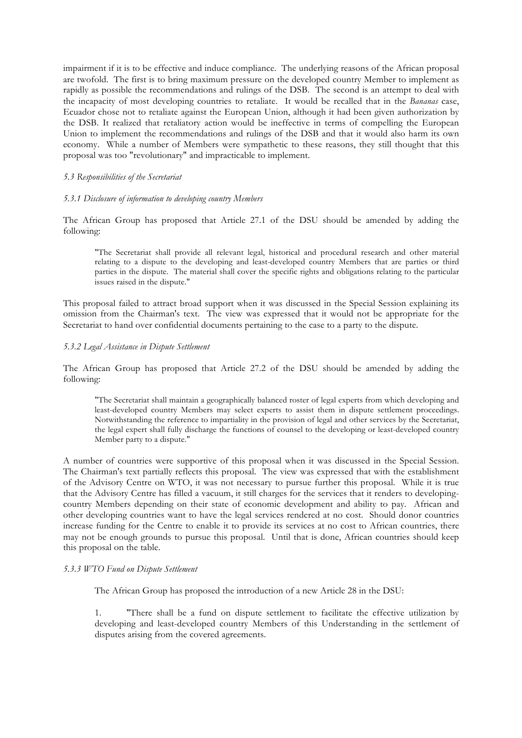impairment if it is to be effective and induce compliance. The underlying reasons of the African proposal are twofold. The first is to bring maximum pressure on the developed country Member to implement as rapidly as possible the recommendations and rulings of the DSB. The second is an attempt to deal with the incapacity of most developing countries to retaliate. It would be recalled that in the *Bananas* case, Ecuador chose not to retaliate against the European Union, although it had been given authorization by the DSB. It realized that retaliatory action would be ineffective in terms of compelling the European Union to implement the recommendations and rulings of the DSB and that it would also harm its own economy. While a number of Members were sympathetic to these reasons, they still thought that this proposal was too "revolutionary" and impracticable to implement.

*5.3 Responsibilities of the Secretariat*

*5.3.1 Disclosure of information to developing country Members*

The African Group has proposed that Article 27.1 of the DSU should be amended by adding the following:

> "The Secretariat shall provide all relevant legal, historical and procedural research and other material relating to a dispute to the developing and least-developed country Members that are parties or third parties in the dispute. The material shall cover the specific rights and obligations relating to the particular issues raised in the dispute."

This proposal failed to attract broad support when it was discussed in the Special Session explaining its omission from the Chairman's text. The view was expressed that it would not be appropriate for the Secretariat to hand over confidential documents pertaining to the case to a party to the dispute.

*5.3.2 Legal Assistance in Dispute Settlement*

The African Group has proposed that Article 27.2 of the DSU should be amended by adding the following:

> "The Secretariat shall maintain a geographically balanced roster of legal experts from which developing and least-developed country Members may select experts to assist them in dispute settlement proceedings. Notwithstanding the reference to impartiality in the provision of legal and other services by the Secretariat, the legal expert shall fully discharge the functions of counsel to the developing or least-developed country Member party to a dispute."

A number of countries were supportive of this proposal when it was discussed in the Special Session. The Chairman's text partially reflects this proposal. The view was expressed that with the establishment of the Advisory Centre on WTO, it was not necessary to pursue further this proposal. While it is true that the Advisory Centre has filled a vacuum, it still charges for the services that it renders to developing-country Members depending on their state of economic development and ability to pay. African and other developing countries want to have the legal services rendered at no cost. Should donor countries increase funding for the Centre to enable it to provide its services at no cost to African countries, there may not be enough grounds to pursue this proposal. Until that is done, African countries should keep this proposal on the table.

*5.3.3 WTO Fund on Dispute Settlement*

The African Group has proposed the introduction of a new Article 28 in the DSU:

> 1. "There shall be a fund on dispute settlement to facilitate the effective utilization by developing and least-developed country Members of this Understanding in the settlement of disputes arising from the covered agreements.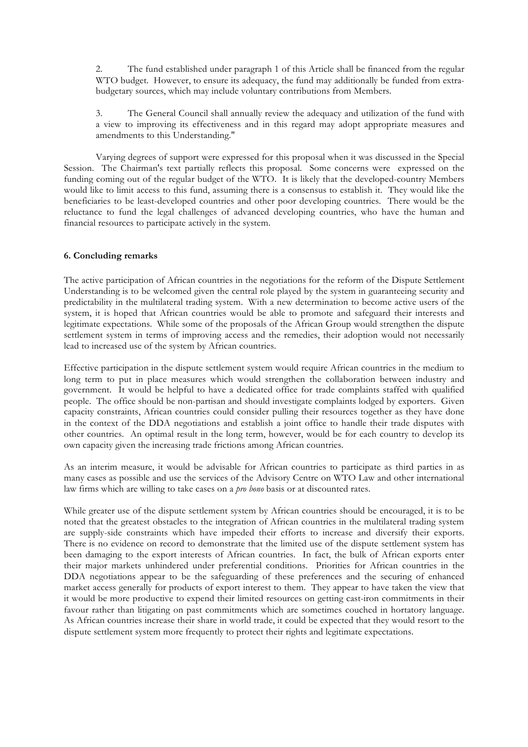2. The fund established under paragraph 1 of this Article shall be financed from the regular WTO budget. However, to ensure its adequacy, the fund may additionally be funded from extra-budgetary sources, which may include voluntary contributions from Members.

3. The General Council shall annually review the adequacy and utilization of the fund with a view to improving its effectiveness and in this regard may adopt appropriate measures and amendments to this Understanding."

Varying degrees of support were expressed for this proposal when it was discussed in the Special Session. The Chairman's text partially reflects this proposal. Some concerns were expressed on the funding coming out of the regular budget of the WTO. It is likely that the developed-country Members would like to limit access to this fund, assuming there is a consensus to establish it. They would like the beneficiaries to be least-developed countries and other poor developing countries. There would be the reluctance to fund the legal challenges of advanced developing countries, who have the human and financial resources to participate actively in the system.

## 6. Concluding remarks

The active participation of African countries in the negotiations for the reform of the Dispute Settlement Understanding is to be welcomed given the central role played by the system in guaranteeing security and predictability in the multilateral trading system. With a new determination to become active users of the system, it is hoped that African countries would be able to promote and safeguard their interests and legitimate expectations. While some of the proposals of the African Group would strengthen the dispute settlement system in terms of improving access and the remedies, their adoption would not necessarily lead to increased use of the system by African countries.

Effective participation in the dispute settlement system would require African countries in the medium to long term to put in place measures which would strengthen the collaboration between industry and government. It would be helpful to have a dedicated office for trade complaints staffed with qualified people. The office should be non-partisan and should investigate complaints lodged by exporters. Given capacity constraints, African countries could consider pulling their resources together as they have done in the context of the DDA negotiations and establish a joint office to handle their trade disputes with other countries. An optimal result in the long term, however, would be for each country to develop its own capacity given the increasing trade frictions among African countries.

As an interim measure, it would be advisable for African countries to participate as third parties in as many cases as possible and use the services of the Advisory Centre on WTO Law and other international law firms which are willing to take cases on a *pro bono* basis or at discounted rates.

While greater use of the dispute settlement system by African countries should be encouraged, it is to be noted that the greatest obstacles to the integration of African countries in the multilateral trading system are supply-side constraints which have impeded their efforts to increase and diversify their exports. There is no evidence on record to demonstrate that the limited use of the dispute settlement system has been damaging to the export interests of African countries. In fact, the bulk of African exports enter their major markets unhindered under preferential conditions. Priorities for African countries in the DDA negotiations appear to be the safeguarding of these preferences and the securing of enhanced market access generally for products of export interest to them. They appear to have taken the view that it would be more productive to expend their limited resources on getting cast-iron commitments in their favour rather than litigating on past commitments which are sometimes couched in hortatory language. As African countries increase their share in world trade, it could be expected that they would resort to the dispute settlement system more frequently to protect their rights and legitimate expectations.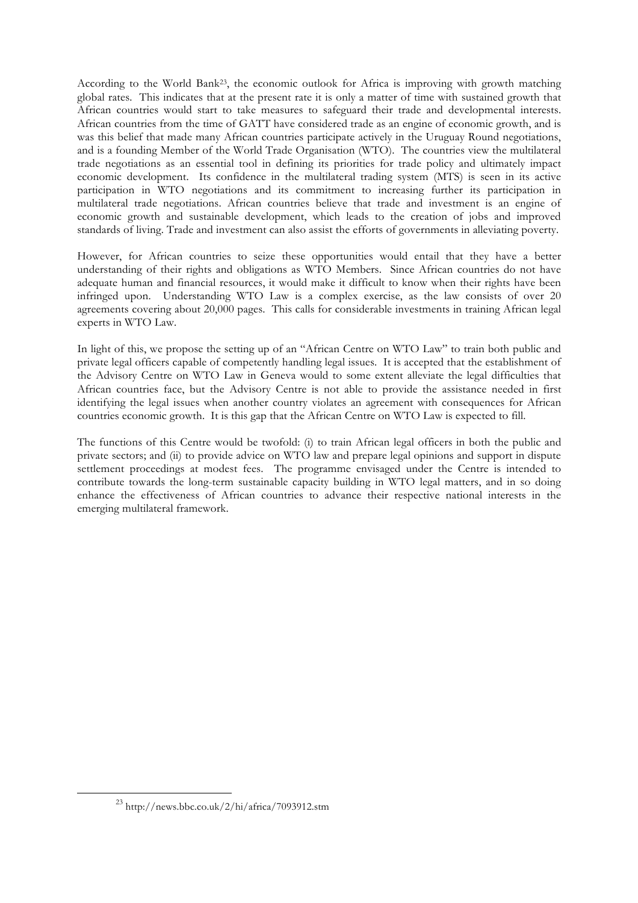According to the World Bank[23], the economic outlook for Africa is improving with growth matching global rates. This indicates that at the present rate it is only a matter of time with sustained growth that African countries would start to take measures to safeguard their trade and developmental interests. African countries from the time of GATT have considered trade as an engine of economic growth, and is was this belief that made many African countries participate actively in the Uruguay Round negotiations, and is a founding Member of the World Trade Organisation (WTO). The countries view the multilateral trade negotiations as an essential tool in defining its priorities for trade policy and ultimately impact economic development. Its confidence in the multilateral trading system (MTS) is seen in its active participation in WTO negotiations and its commitment to increasing further its participation in multilateral trade negotiations. African countries believe that trade and investment is an engine of economic growth and sustainable development, which leads to the creation of jobs and improved standards of living. Trade and investment can also assist the efforts of governments in alleviating poverty.

However, for African countries to seize these opportunities would entail that they have a better understanding of their rights and obligations as WTO Members. Since African countries do not have adequate human and financial resources, it would make it difficult to know when their rights have been infringed upon. Understanding WTO Law is a complex exercise, as the law consists of over 20 agreements covering about 20,000 pages. This calls for considerable investments in training African legal experts in WTO Law.

In light of this, we propose the setting up of an "African Centre on WTO Law" to train both public and private legal officers capable of competently handling legal issues. It is accepted that the establishment of the Advisory Centre on WTO Law in Geneva would to some extent alleviate the legal difficulties that African countries face, but the Advisory Centre is not able to provide the assistance needed in first identifying the legal issues when another country violates an agreement with consequences for African countries economic growth. It is this gap that the African Centre on WTO Law is expected to fill.

The functions of this Centre would be twofold: (i) to train African legal officers in both the public and private sectors; and (ii) to provide advice on WTO law and prepare legal opinions and support in dispute settlement proceedings at modest fees. The programme envisaged under the Centre is intended to contribute towards the long-term sustainable capacity building in WTO legal matters, and in so doing enhance the effectiveness of African countries to advance their respective national interests in the emerging multilateral framework.

[23] http://news.bbc.co.uk/2/hi/africa/7093912.stm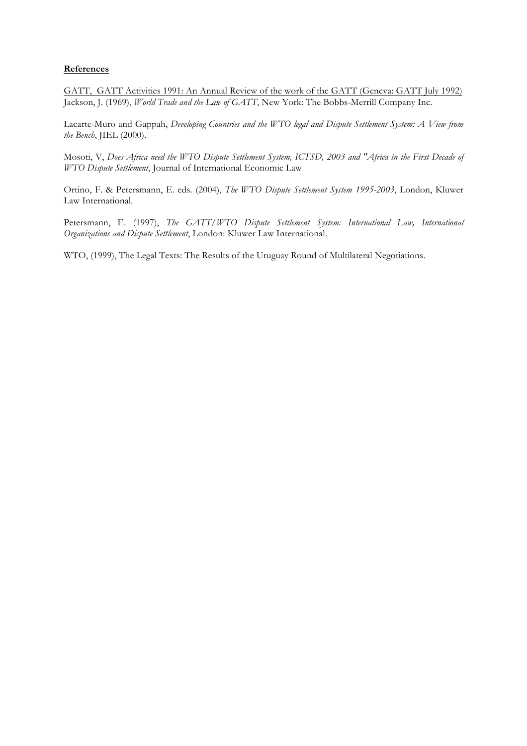**References**

GATT, GATT Activities 1991: An Annual Review of the work of the GATT (Geneva: GATT July 1992)
Jackson, J. (1969), *World Trade and the Law of GATT*, New York: The Bobbs-Merrill Company Inc.

Lacarte-Muro and Gappah, *Developing Countries and the WTO legal and Dispute Settlement System: A View from the Bench*, JIEL (2000).

Mosoti, V, *Does Africa need the WTO Dispute Settlement System, ICTSD, 2003 and "Africa in the First Decade of WTO Dispute Settlement*, Journal of International Economic Law

Ortino, F. & Petersmann, E. eds. (2004), *The WTO Dispute Settlement System 1995-2003*, London, Kluwer Law International.

Petersmann, E. (1997), *The GATT/WTO Dispute Settlement System: International Law, International Organizations and Dispute Settlement*, London: Kluwer Law International.

WTO, (1999), The Legal Texts: The Results of the Uruguay Round of Multilateral Negotiations.